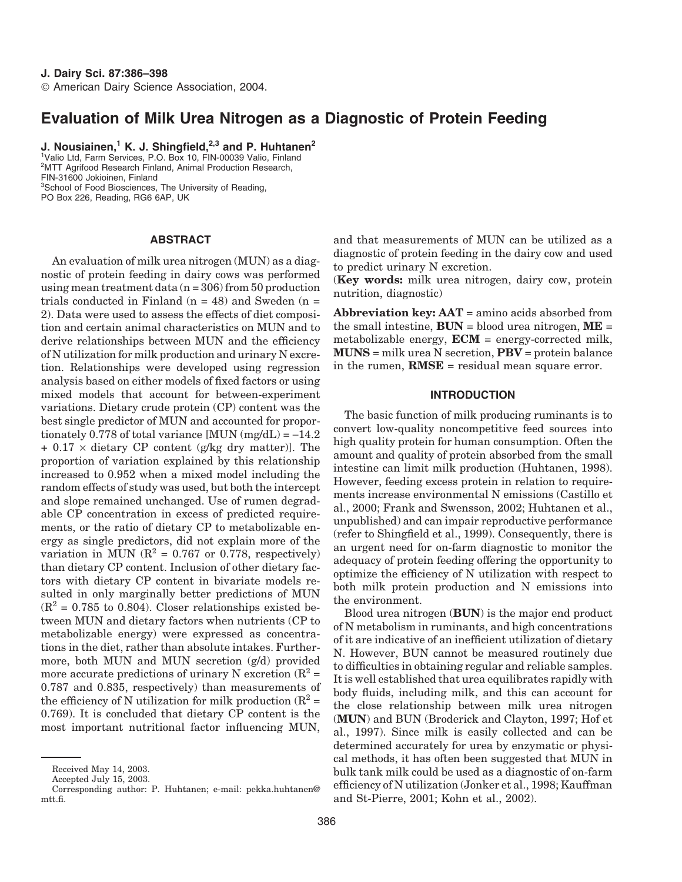# Evaluation of Milk Urea Nitrogen as a Diagnostic of Protein Feeding

**J. Nousiainen,[1] K. J. Shingfield,[2,3] and P. Huhtanen[2]**

[1]Valio Ltd, Farm Services, P.O. Box 10, FIN-00039 Valio, Finland
[2]MTT Agrifood Research Finland, Animal Production Research, FIN-31600 Jokioinen, Finland
[3]School of Food Biosciences, The University of Reading, PO Box 226, Reading, RG6 6AP, UK

## ABSTRACT

An evaluation of milk urea nitrogen (MUN) as a diagnostic of protein feeding in dairy cows was performed using mean treatment data (n = 306) from 50 production trials conducted in Finland (n = 48) and Sweden (n = 2). Data were used to assess the effects of diet composition and certain animal characteristics on MUN and to derive relationships between MUN and the efficiency of N utilization for milk production and urinary N excretion. Relationships were developed using regression analysis based on either models of fixed factors or using mixed models that account for between-experiment variations. Dietary crude protein (CP) content was the best single predictor of MUN and accounted for proportionately 0.778 of total variance [MUN (mg/dL) = –14.2 + 0.17 × dietary CP content (g/kg dry matter)]. The proportion of variation explained by this relationship increased to 0.952 when a mixed model including the random effects of study was used, but both the intercept and slope remained unchanged. Use of rumen degradable CP concentration in excess of predicted requirements, or the ratio of dietary CP to metabolizable energy as single predictors, did not explain more of the variation in MUN ($R^2$ = 0.767 or 0.778, respectively) than dietary CP content. Inclusion of other dietary factors with dietary CP content in bivariate models resulted in only marginally better predictions of MUN ($R^2$ = 0.785 to 0.804). Closer relationships existed between MUN and dietary factors when nutrients (CP to metabolizable energy) were expressed as concentrations in the diet, rather than absolute intakes. Furthermore, both MUN and MUN secretion (g/d) provided more accurate predictions of urinary N excretion ($R^2$ = 0.787 and 0.835, respectively) than measurements of the efficiency of N utilization for milk production ($R^2$ = 0.769). It is concluded that dietary CP content is the most important nutritional factor influencing MUN, and that measurements of MUN can be utilized as a diagnostic of protein feeding in the dairy cow and used to predict urinary N excretion.

(**Key words:** milk urea nitrogen, dairy cow, protein nutrition, diagnostic)

**Abbreviation key: AAT** = amino acids absorbed from the small intestine, **BUN** = blood urea nitrogen, **ME** = metabolizable energy, **ECM** = energy-corrected milk, **MUNS** = milk urea N secretion, **PBV** = protein balance in the rumen, **RMSE** = residual mean square error.

Received May 14, 2003.
Accepted July 15, 2003.
Corresponding author: P. Huhtanen; e-mail: pekka.huhtanen@mtt.fi.

## INTRODUCTION

The basic function of milk producing ruminants is to convert low-quality noncompetitive feed sources into high quality protein for human consumption. Often the amount and quality of protein absorbed from the small intestine can limit milk production (Huhtanen, 1998). However, feeding excess protein in relation to requirements increase environmental N emissions (Castillo et al., 2000; Frank and Swensson, 2002; Huhtanen et al., unpublished) and can impair reproductive performance (refer to Shingfield et al., 1999). Consequently, there is an urgent need for on-farm diagnostic to monitor the adequacy of protein feeding offering the opportunity to optimize the efficiency of N utilization with respect to both milk protein production and N emissions into the environment.

Blood urea nitrogen (**BUN**) is the major end product of N metabolism in ruminants, and high concentrations of it are indicative of an inefficient utilization of dietary N. However, BUN cannot be measured routinely due to difficulties in obtaining regular and reliable samples. It is well established that urea equilibrates rapidly with body fluids, including milk, and this can account for the close relationship between milk urea nitrogen (**MUN**) and BUN (Broderick and Clayton, 1997; Hof et al., 1997). Since milk is easily collected and can be determined accurately for urea by enzymatic or physical methods, it has often been suggested that MUN in bulk tank milk could be used as a diagnostic of on-farm efficiency of N utilization (Jonker et al., 1998; Kauffman and St-Pierre, 2001; Kohn et al., 2002).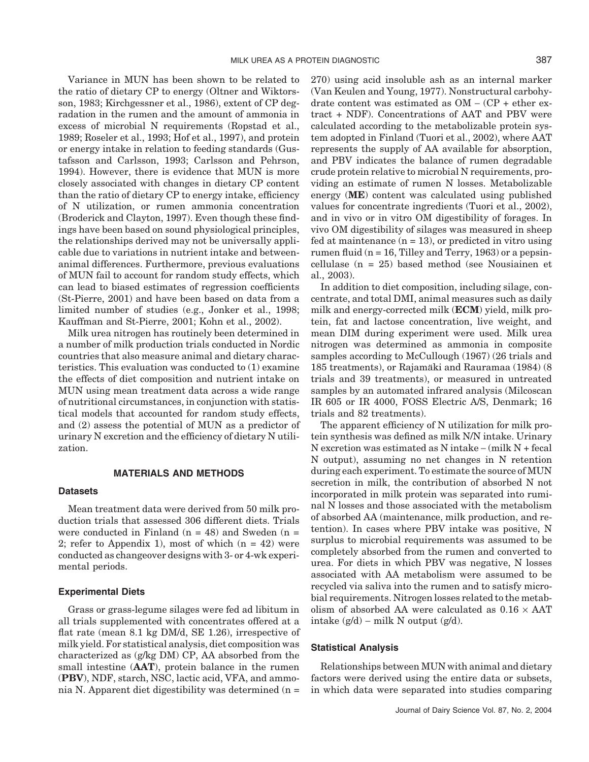Variance in MUN has been shown to be related to the ratio of dietary CP to energy (Oltner and Wiktorsson, 1983; Kirchgessner et al., 1986), extent of CP degradation in the rumen and the amount of ammonia in excess of microbial N requirements (Ropstad et al., 1989; Roseler et al., 1993; Hof et al., 1997), and protein or energy intake in relation to feeding standards (Gustafsson and Carlsson, 1993; Carlsson and Pehrson, 1994). However, there is evidence that MUN is more closely associated with changes in dietary CP content than the ratio of dietary CP to energy intake, efficiency of N utilization, or rumen ammonia concentration (Broderick and Clayton, 1997). Even though these findings have been based on sound physiological principles, the relationships derived may not be universally applicable due to variations in nutrient intake and between-animal differences. Furthermore, previous evaluations of MUN fail to account for random study effects, which can lead to biased estimates of regression coefficients (St-Pierre, 2001) and have been based on data from a limited number of studies (e.g., Jonker et al., 1998; Kauffman and St-Pierre, 2001; Kohn et al., 2002).

Milk urea nitrogen has routinely been determined in a number of milk production trials conducted in Nordic countries that also measure animal and dietary characteristics. This evaluation was conducted to (1) examine the effects of diet composition and nutrient intake on MUN using mean treatment data across a wide range of nutritional circumstances, in conjunction with statistical models that accounted for random study effects, and (2) assess the potential of MUN as a predictor of urinary N excretion and the efficiency of dietary N utilization.

## MATERIALS AND METHODS

### Datasets

Mean treatment data were derived from 50 milk production trials that assessed 306 different diets. Trials were conducted in Finland (n = 48) and Sweden (n = 2; refer to Appendix 1), most of which (n = 42) were conducted as changeover designs with 3- or 4-wk experimental periods.

### Experimental Diets

Grass or grass-legume silages were fed ad libitum in all trials supplemented with concentrates offered at a flat rate (mean 8.1 kg DM/d, SE 1.26), irrespective of milk yield. For statistical analysis, diet composition was characterized as (g/kg DM) CP, AA absorbed from the small intestine (**AAT**), protein balance in the rumen (**PBV**), NDF, starch, NSC, lactic acid, VFA, and ammonia N. Apparent diet digestibility was determined (n = 270) using acid insoluble ash as an internal marker (Van Keulen and Young, 1977). Nonstructural carbohydrate content was estimated as OM – (CP + ether extract + NDF). Concentrations of AAT and PBV were calculated according to the metabolizable protein system adopted in Finland (Tuori et al., 2002), where AAT represents the supply of AA available for absorption, and PBV indicates the balance of rumen degradable crude protein relative to microbial N requirements, providing an estimate of rumen N losses. Metabolizable energy (**ME**) content was calculated using published values for concentrate ingredients (Tuori et al., 2002), and in vivo or in vitro OM digestibility of forages. In vivo OM digestibility of silages was measured in sheep fed at maintenance (n = 13), or predicted in vitro using rumen fluid (n = 16, Tilley and Terry, 1963) or a pepsin-cellulase (n = 25) based method (see Nousiainen et al., 2003).

In addition to diet composition, including silage, concentrate, and total DMI, animal measures such as daily milk and energy-corrected milk (**ECM**) yield, milk protein, fat and lactose concentration, live weight, and mean DIM during experiment were used. Milk urea nitrogen was determined as ammonia in composite samples according to McCullough (1967) (26 trials and 185 treatments), or Rajamäki and Rauramaa (1984) (8 trials and 39 treatments), or measured in untreated samples by an automated infrared analysis (Milcoscan IR 605 or IR 4000, FOSS Electric A/S, Denmark; 16 trials and 82 treatments).

The apparent efficiency of N utilization for milk protein synthesis was defined as milk N/N intake. Urinary N excretion was estimated as N intake – (milk N + fecal N output), assuming no net changes in N retention during each experiment. To estimate the source of MUN secretion in milk, the contribution of absorbed N not incorporated in milk protein was separated into ruminal N losses and those associated with the metabolism of absorbed AA (maintenance, milk production, and retention). In cases where PBV intake was positive, N surplus to microbial requirements was assumed to be completely absorbed from the rumen and converted to urea. For diets in which PBV was negative, N losses associated with AA metabolism were assumed to be recycled via saliva into the rumen and to satisfy microbial requirements. Nitrogen losses related to the metabolism of absorbed AA were calculated as $0.16 \times$ AAT intake (g/d) – milk N output (g/d).

### Statistical Analysis

Relationships between MUN with animal and dietary factors were derived using the entire data or subsets, in which data were separated into studies comparing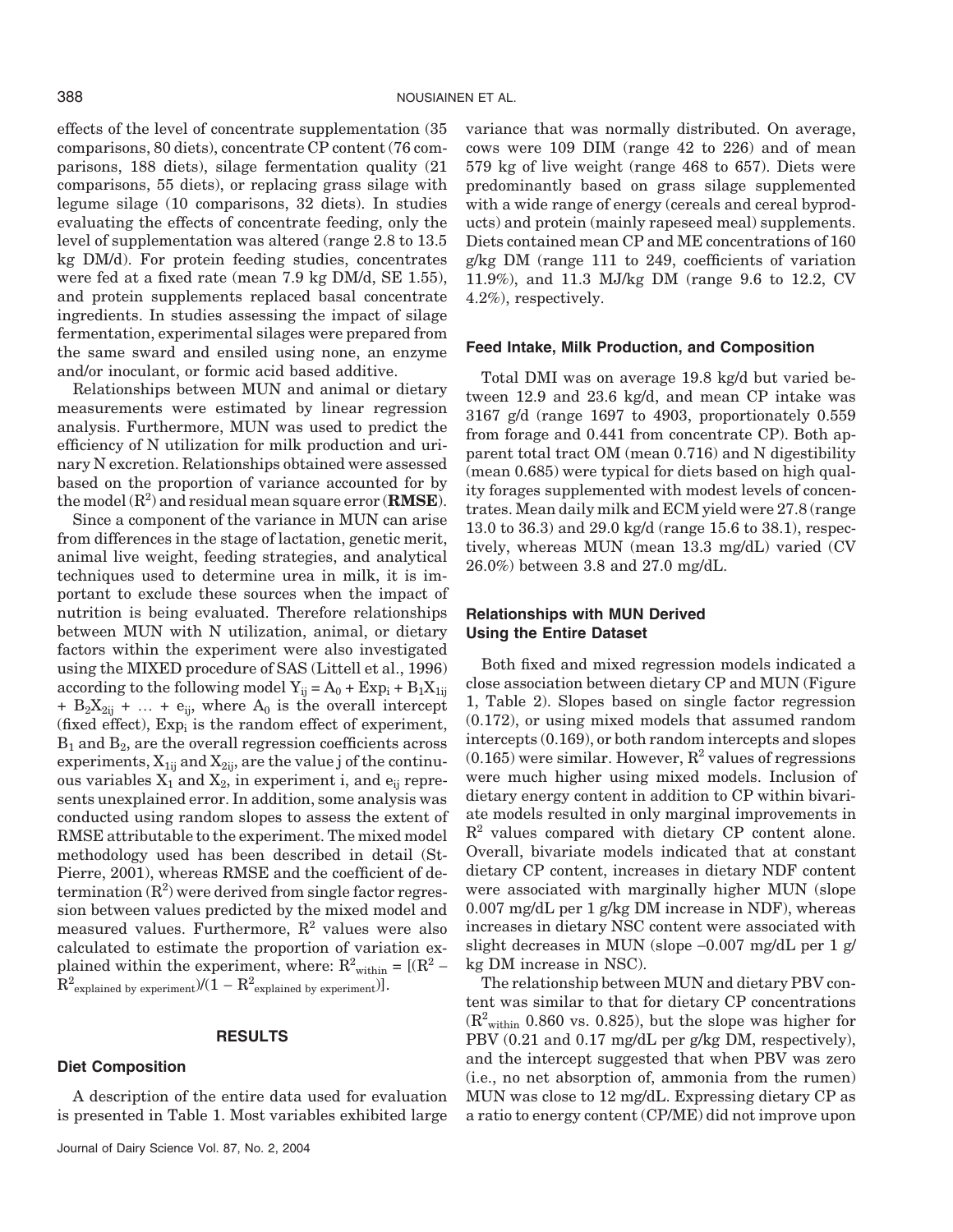effects of the level of concentrate supplementation (35 comparisons, 80 diets), concentrate CP content (76 comparisons, 188 diets), silage fermentation quality (21 comparisons, 55 diets), or replacing grass silage with legume silage (10 comparisons, 32 diets). In studies evaluating the effects of concentrate feeding, only the level of supplementation was altered (range 2.8 to 13.5 kg DM/d). For protein feeding studies, concentrates were fed at a fixed rate (mean 7.9 kg DM/d, SE 1.55), and protein supplements replaced basal concentrate ingredients. In studies assessing the impact of silage fermentation, experimental silages were prepared from the same sward and ensiled using none, an enzyme and/or inoculant, or formic acid based additive.

Relationships between MUN and animal or dietary measurements were estimated by linear regression analysis. Furthermore, MUN was used to predict the efficiency of N utilization for milk production and urinary N excretion. Relationships obtained were assessed based on the proportion of variance accounted for by the model ($R^2$) and residual mean square error (**RMSE**).

Since a component of the variance in MUN can arise from differences in the stage of lactation, genetic merit, animal live weight, feeding strategies, and analytical techniques used to determine urea in milk, it is important to exclude these sources when the impact of nutrition is being evaluated. Therefore relationships between MUN with N utilization, animal, or dietary factors within the experiment were also investigated using the MIXED procedure of SAS (Littell et al., 1996) according to the following model $Y_{ij} = A_0 + Exp_i + B_1X_{1ij} + B_2X_{2ij} + \ldots + e_{ij}$, where $A_0$ is the overall intercept (fixed effect), $Exp_i$ is the random effect of experiment, $B_1$ and $B_2$, are the overall regression coefficients across experiments, $X_{1ij}$ and $X_{2ij}$, are the value j of the continuous variables $X_1$ and $X_2$, in experiment i, and $e_{ij}$ represents unexplained error. In addition, some analysis was conducted using random slopes to assess the extent of RMSE attributable to the experiment. The mixed model methodology used has been described in detail (St-Pierre, 2001), whereas RMSE and the coefficient of determination ($R^2$) were derived from single factor regression between values predicted by the mixed model and measured values. Furthermore, $R^2$ values were also calculated to estimate the proportion of variation explained within the experiment, where: $R^2_{within} = [(R^2 - R^2_{explained\ by\ experiment})/(1 - R^2_{explained\ by\ experiment})]$.

## RESULTS

### Diet Composition

A description of the entire data used for evaluation is presented in Table 1. Most variables exhibited large variance that was normally distributed. On average, cows were 109 DIM (range 42 to 226) and of mean 579 kg of live weight (range 468 to 657). Diets were predominantly based on grass silage supplemented with a wide range of energy (cereals and cereal byproducts) and protein (mainly rapeseed meal) supplements. Diets contained mean CP and ME concentrations of 160 g/kg DM (range 111 to 249, coefficients of variation 11.9%), and 11.3 MJ/kg DM (range 9.6 to 12.2, CV 4.2%), respectively.

### Feed Intake, Milk Production, and Composition

Total DMI was on average 19.8 kg/d but varied between 12.9 and 23.6 kg/d, and mean CP intake was 3167 g/d (range 1697 to 4903, proportionately 0.559 from forage and 0.441 from concentrate CP). Both apparent total tract OM (mean 0.716) and N digestibility (mean 0.685) were typical for diets based on high quality forages supplemented with modest levels of concentrates. Mean daily milk and ECM yield were 27.8 (range 13.0 to 36.3) and 29.0 kg/d (range 15.6 to 38.1), respectively, whereas MUN (mean 13.3 mg/dL) varied (CV 26.0%) between 3.8 and 27.0 mg/dL.

### Relationships with MUN Derived Using the Entire Dataset

Both fixed and mixed regression models indicated a close association between dietary CP and MUN (Figure 1, Table 2). Slopes based on single factor regression (0.172), or using mixed models that assumed random intercepts (0.169), or both random intercepts and slopes (0.165) were similar. However, $R^2$ values of regressions were much higher using mixed models. Inclusion of dietary energy content in addition to CP within bivariate models resulted in only marginal improvements in $R^2$ values compared with dietary CP content alone. Overall, bivariate models indicated that at constant dietary CP content, increases in dietary NDF content were associated with marginally higher MUN (slope 0.007 mg/dL per 1 g/kg DM increase in NDF), whereas increases in dietary NSC content were associated with slight decreases in MUN (slope –0.007 mg/dL per 1 g/kg DM increase in NSC).

The relationship between MUN and dietary PBV content was similar to that for dietary CP concentrations ($R^2_{within}$ 0.860 vs. 0.825), but the slope was higher for PBV (0.21 and 0.17 mg/dL per g/kg DM, respectively), and the intercept suggested that when PBV was zero (i.e., no net absorption of, ammonia from the rumen) MUN was close to 12 mg/dL. Expressing dietary CP as a ratio to energy content (CP/ME) did not improve upon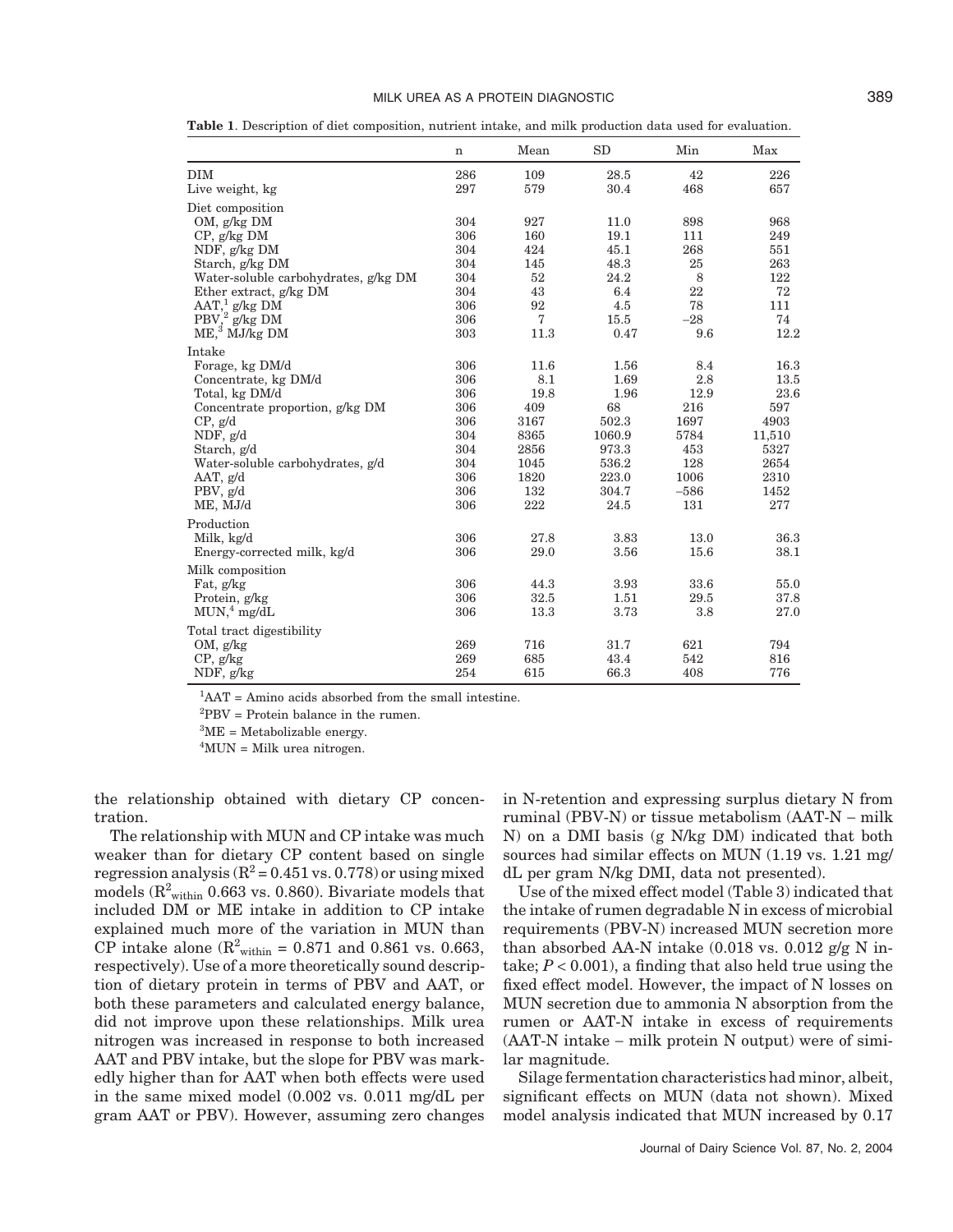**Table 1**. Description of diet composition, nutrient intake, and milk production data used for evaluation.

| | n | Mean | SD | Min | Max |
|---|---|---|---|---|---|
| DIM | 286 | 109 | 28.5 | 42 | 226 |
| Live weight, kg | 297 | 579 | 30.4 | 468 | 657 |
| Diet composition | | | | | |
| OM, g/kg DM | 304 | 927 | 11.0 | 898 | 968 |
| CP, g/kg DM | 306 | 160 | 19.1 | 111 | 249 |
| NDF, g/kg DM | 304 | 424 | 45.1 | 268 | 551 |
| Starch, g/kg DM | 304 | 145 | 48.3 | 25 | 263 |
| Water-soluble carbohydrates, g/kg DM | 304 | 52 | 24.2 | 8 | 122 |
| Ether extract, g/kg DM | 304 | 43 | 6.4 | 22 | 72 |
| AAT,[1] g/kg DM | 306 | 92 | 4.5 | 78 | 111 |
| PBV,[2] g/kg DM | 306 | 7 | 15.5 | −28 | 74 |
| ME,[3] MJ/kg DM | 303 | 11.3 | 0.47 | 9.6 | 12.2 |
| Intake | | | | | |
| Forage, kg DM/d | 306 | 11.6 | 1.56 | 8.4 | 16.3 |
| Concentrate, kg DM/d | 306 | 8.1 | 1.69 | 2.8 | 13.5 |
| Total, kg DM/d | 306 | 19.8 | 1.96 | 12.9 | 23.6 |
| Concentrate proportion, g/kg DM | 306 | 409 | 68 | 216 | 597 |
| CP, g/d | 306 | 3167 | 502.3 | 1697 | 4903 |
| NDF, g/d | 304 | 8365 | 1060.9 | 5784 | 11,510 |
| Starch, g/d | 304 | 2856 | 973.3 | 453 | 5327 |
| Water-soluble carbohydrates, g/d | 304 | 1045 | 536.2 | 128 | 2654 |
| AAT, g/d | 306 | 1820 | 223.0 | 1006 | 2310 |
| PBV, g/d | 306 | 132 | 304.7 | −586 | 1452 |
| ME, MJ/d | 306 | 222 | 24.5 | 131 | 277 |
| Production | | | | | |
| Milk, kg/d | 306 | 27.8 | 3.83 | 13.0 | 36.3 |
| Energy-corrected milk, kg/d | 306 | 29.0 | 3.56 | 15.6 | 38.1 |
| Milk composition | | | | | |
| Fat, g/kg | 306 | 44.3 | 3.93 | 33.6 | 55.0 |
| Protein, g/kg | 306 | 32.5 | 1.51 | 29.5 | 37.8 |
| MUN,[4] mg/dL | 306 | 13.3 | 3.73 | 3.8 | 27.0 |
| Total tract digestibility | | | | | |
| OM, g/kg | 269 | 716 | 31.7 | 621 | 794 |
| CP, g/kg | 269 | 685 | 43.4 | 542 | 816 |
| NDF, g/kg | 254 | 615 | 66.3 | 408 | 776 |

[1]AAT = Amino acids absorbed from the small intestine.

[2]PBV = Protein balance in the rumen.

[3]ME = Metabolizable energy.

[4]MUN = Milk urea nitrogen.

the relationship obtained with dietary CP concentration.

The relationship with MUN and CP intake was much weaker than for dietary CP content based on single regression analysis ($R^2 = 0.451$ vs. 0.778) or using mixed models ($R^2_{within}$ 0.663 vs. 0.860). Bivariate models that included DM or ME intake in addition to CP intake explained much more of the variation in MUN than CP intake alone ($R^2_{within} = 0.871$ and 0.861 vs. 0.663, respectively). Use of a more theoretically sound description of dietary protein in terms of PBV and AAT, or both these parameters and calculated energy balance, did not improve upon these relationships. Milk urea nitrogen was increased in response to both increased AAT and PBV intake, but the slope for PBV was markedly higher than for AAT when both effects were used in the same mixed model (0.002 vs. 0.011 mg/dL per gram AAT or PBV). However, assuming zero changes in N-retention and expressing surplus dietary N from ruminal (PBV-N) or tissue metabolism (AAT-N − milk N) on a DMI basis (g N/kg DM) indicated that both sources had similar effects on MUN (1.19 vs. 1.21 mg/dL per gram N/kg DMI, data not presented).

Use of the mixed effect model (Table 3) indicated that the intake of rumen degradable N in excess of microbial requirements (PBV-N) increased MUN secretion more than absorbed AA-N intake (0.018 vs. 0.012 g/g N intake; $P < 0.001$), a finding that also held true using the fixed effect model. However, the impact of N losses on MUN secretion due to ammonia N absorption from the rumen or AAT-N intake in excess of requirements (AAT-N intake − milk protein N output) were of similar magnitude.

Silage fermentation characteristics had minor, albeit, significant effects on MUN (data not shown). Mixed model analysis indicated that MUN increased by 0.17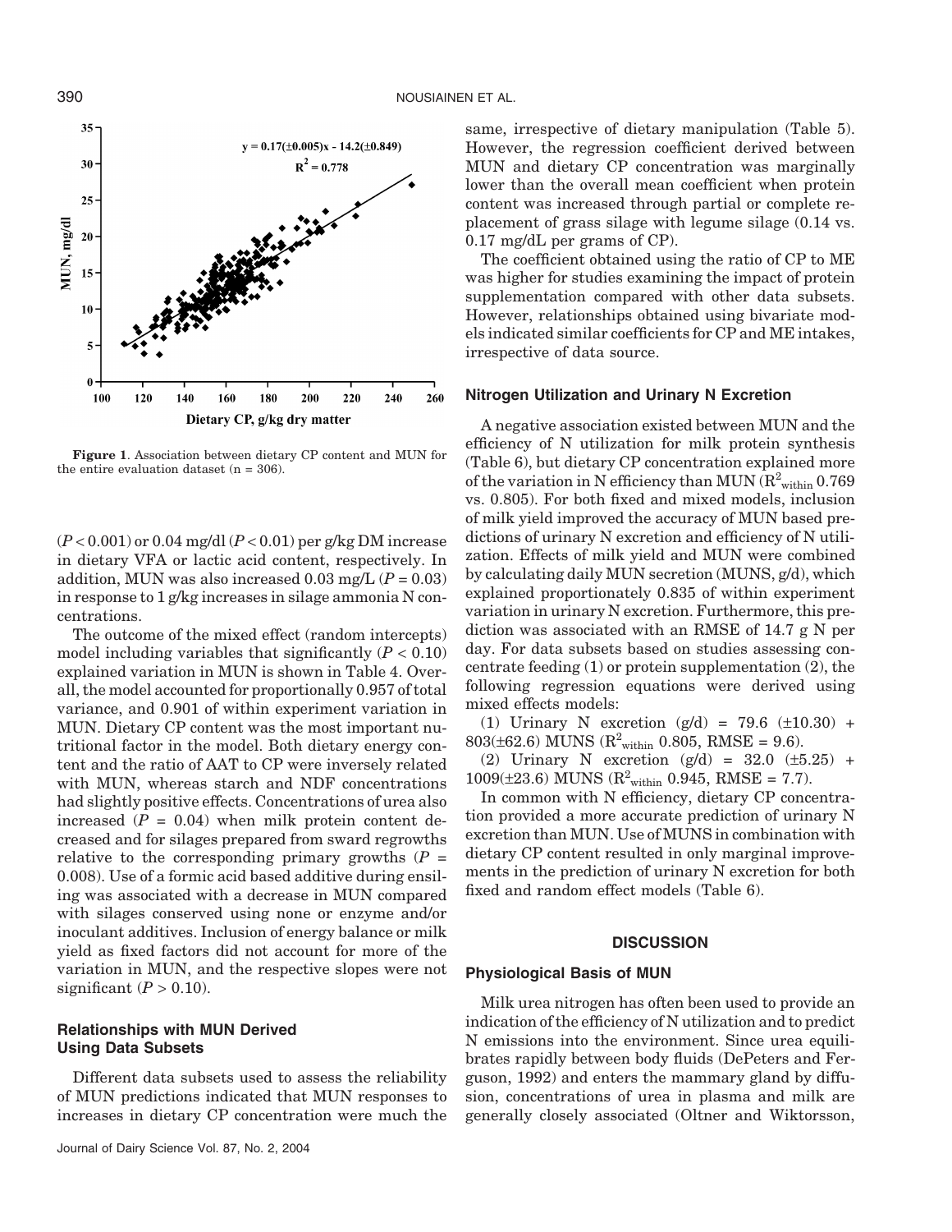Figure 1. Association between dietary CP content and MUN for the entire evaluation dataset (n = 306).

($P < 0.001$) or 0.04 mg/dl ($P < 0.01$) per g/kg DM increase in dietary VFA or lactic acid content, respectively. In addition, MUN was also increased 0.03 mg/L ($P = 0.03$) in response to 1 g/kg increases in silage ammonia N concentrations.

The outcome of the mixed effect (random intercepts) model including variables that significantly ($P < 0.10$) explained variation in MUN is shown in Table 4. Overall, the model accounted for proportionally 0.957 of total variance, and 0.901 of within experiment variation in MUN. Dietary CP content was the most important nutritional factor in the model. Both dietary energy content and the ratio of AAT to CP were inversely related with MUN, whereas starch and NDF concentrations had slightly positive effects. Concentrations of urea also increased ($P = 0.04$) when milk protein content decreased and for silages prepared from sward regrowths relative to the corresponding primary growths ($P = 0.008$). Use of a formic acid based additive during ensiling was associated with a decrease in MUN compared with silages conserved using none or enzyme and/or inoculant additives. Inclusion of energy balance or milk yield as fixed factors did not account for more of the variation in MUN, and the respective slopes were not significant ($P > 0.10$).

### Relationships with MUN Derived Using Data Subsets

Different data subsets used to assess the reliability of MUN predictions indicated that MUN responses to increases in dietary CP concentration were much the same, irrespective of dietary manipulation (Table 5). However, the regression coefficient derived between MUN and dietary CP concentration was marginally lower than the overall mean coefficient when protein content was increased through partial or complete replacement of grass silage with legume silage (0.14 vs. 0.17 mg/dL per grams of CP).

The coefficient obtained using the ratio of CP to ME was higher for studies examining the impact of protein supplementation compared with other data subsets. However, relationships obtained using bivariate models indicated similar coefficients for CP and ME intakes, irrespective of data source.

### Nitrogen Utilization and Urinary N Excretion

A negative association existed between MUN and the efficiency of N utilization for milk protein synthesis (Table 6), but dietary CP concentration explained more of the variation in N efficiency than MUN ($R^2_{within}$ 0.769 vs. 0.805). For both fixed and mixed models, inclusion of milk yield improved the accuracy of MUN based predictions of urinary N excretion and efficiency of N utilization. Effects of milk yield and MUN were combined by calculating daily MUN secretion (MUNS, g/d), which explained proportionately 0.835 of within experiment variation in urinary N excretion. Furthermore, this prediction was associated with an RMSE of 14.7 g N per day. For data subsets based on studies assessing concentrate feeding (1) or protein supplementation (2), the following regression equations were derived using mixed effects models:

(1) Urinary N excretion (g/d) = 79.6 (±10.30) + 803(±62.6) MUNS ($R^2_{within}$ 0.805, RMSE = 9.6).

(2) Urinary N excretion (g/d) = 32.0 (±5.25) + 1009(±23.6) MUNS ($R^2_{within}$ 0.945, RMSE = 7.7).

In common with N efficiency, dietary CP concentration provided a more accurate prediction of urinary N excretion than MUN. Use of MUNS in combination with dietary CP content resulted in only marginal improvements in the prediction of urinary N excretion for both fixed and random effect models (Table 6).

## DISCUSSION

### Physiological Basis of MUN

Milk urea nitrogen has often been used to provide an indication of the efficiency of N utilization and to predict N emissions into the environment. Since urea equilibrates rapidly between body fluids (DePeters and Ferguson, 1992) and enters the mammary gland by diffusion, concentrations of urea in plasma and milk are generally closely associated (Oltner and Wiktorsson,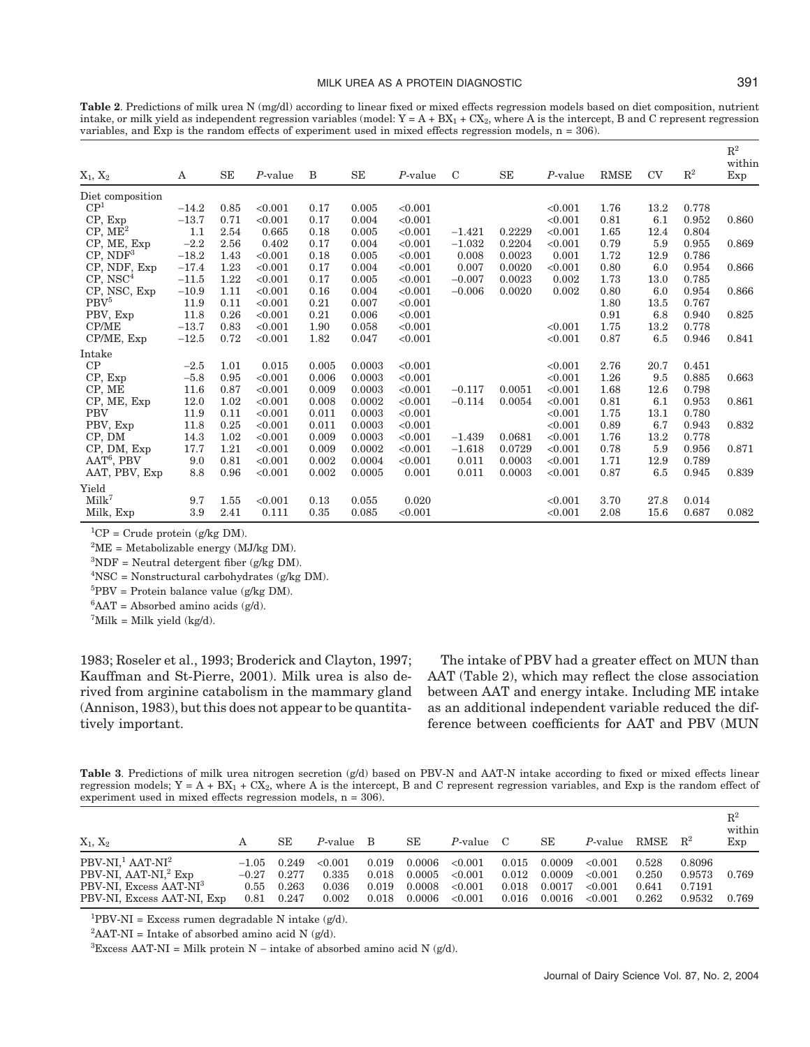**Table 2**. Predictions of milk urea N (mg/dl) according to linear fixed or mixed effects regression models based on diet composition, nutrient intake, or milk yield as independent regression variables (model: $Y = A + BX_1 + CX_2$, where A is the intercept, B and C represent regression variables, and Exp is the random effects of experiment used in mixed effects regression models, n = 306).

| $X_1$, $X_2$ | A | SE | *P*-value | B | SE | *P*-value | C | SE | *P*-value | RMSE | CV | $R^2$ | $R^2$ within Exp |
|---|---|---|---|---|---|---|---|---|---|---|---|---|---|
| Diet composition | | | | | | | | | | | | | |
| CP[1] | −14.2 | 0.85 | <0.001 | 0.17 | 0.005 | <0.001 | | | <0.001 | 1.76 | 13.2 | 0.778 | |
| CP, Exp | −13.7 | 0.71 | <0.001 | 0.17 | 0.004 | <0.001 | | | <0.001 | 0.81 | 6.1 | 0.952 | 0.860 |
| CP, ME[2] | 1.1 | 2.54 | 0.665 | 0.18 | 0.005 | <0.001 | −1.421 | 0.2229 | <0.001 | 1.65 | 12.4 | 0.804 | |
| CP, ME, Exp | −2.2 | 2.56 | 0.402 | 0.17 | 0.004 | <0.001 | −1.032 | 0.2204 | <0.001 | 0.79 | 5.9 | 0.955 | 0.869 |
| CP, NDF[3] | −18.2 | 1.43 | <0.001 | 0.18 | 0.005 | <0.001 | 0.008 | 0.0023 | 0.001 | 1.72 | 12.9 | 0.786 | |
| CP, NDF, Exp | −17.4 | 1.23 | <0.001 | 0.17 | 0.004 | <0.001 | 0.007 | 0.0020 | <0.001 | 0.80 | 6.0 | 0.954 | 0.866 |
| CP, NSC[4] | −11.5 | 1.22 | <0.001 | 0.17 | 0.005 | <0.001 | −0.007 | 0.0023 | 0.002 | 1.73 | 13.0 | 0.785 | |
| CP, NSC, Exp | −10.9 | 1.11 | <0.001 | 0.16 | 0.004 | <0.001 | −0.006 | 0.0020 | 0.002 | 0.80 | 6.0 | 0.954 | 0.866 |
| PBV[5] | 11.9 | 0.11 | <0.001 | 0.21 | 0.007 | <0.001 | | | | 1.80 | 13.5 | 0.767 | |
| PBV, Exp | 11.8 | 0.26 | <0.001 | 0.21 | 0.006 | <0.001 | | | | 0.91 | 6.8 | 0.940 | 0.825 |
| CP/ME | −13.7 | 0.83 | <0.001 | 1.90 | 0.058 | <0.001 | | | <0.001 | 1.75 | 13.2 | 0.778 | |
| CP/ME, Exp | −12.5 | 0.72 | <0.001 | 1.82 | 0.047 | <0.001 | | | <0.001 | 0.87 | 6.5 | 0.946 | 0.841 |
| Intake | | | | | | | | | | | | | |
| CP | −2.5 | 1.01 | 0.015 | 0.005 | 0.0003 | <0.001 | | | <0.001 | 2.76 | 20.7 | 0.451 | |
| CP, Exp | −5.8 | 0.95 | <0.001 | 0.006 | 0.0003 | <0.001 | | | <0.001 | 1.26 | 9.5 | 0.885 | 0.663 |
| CP, ME | 11.6 | 0.87 | <0.001 | 0.009 | 0.0003 | <0.001 | −0.117 | 0.0051 | <0.001 | 1.68 | 12.6 | 0.798 | |
| CP, ME, Exp | 12.0 | 1.02 | <0.001 | 0.008 | 0.0002 | <0.001 | −0.114 | 0.0054 | <0.001 | 0.81 | 6.1 | 0.953 | 0.861 |
| PBV | 11.9 | 0.11 | <0.001 | 0.011 | 0.0003 | <0.001 | | | <0.001 | 1.75 | 13.1 | 0.780 | |
| PBV, Exp | 11.8 | 0.25 | <0.001 | 0.011 | 0.0003 | <0.001 | | | <0.001 | 0.89 | 6.7 | 0.943 | 0.832 |
| CP, DM | 14.3 | 1.02 | <0.001 | 0.009 | 0.0003 | <0.001 | −1.439 | 0.0681 | <0.001 | 1.76 | 13.2 | 0.778 | |
| CP, DM, Exp | 17.7 | 1.21 | <0.001 | 0.009 | 0.0002 | <0.001 | −1.618 | 0.0729 | <0.001 | 0.78 | 5.9 | 0.956 | 0.871 |
| AAT[6], PBV | 9.0 | 0.81 | <0.001 | 0.002 | 0.0004 | <0.001 | 0.011 | 0.0003 | <0.001 | 1.71 | 12.9 | 0.789 | |
| AAT, PBV, Exp | 8.8 | 0.96 | <0.001 | 0.002 | 0.0005 | 0.001 | 0.011 | 0.0003 | <0.001 | 0.87 | 6.5 | 0.945 | 0.839 |
| Yield | | | | | | | | | | | | | |
| Milk[7] | 9.7 | 1.55 | <0.001 | 0.13 | 0.055 | 0.020 | | | <0.001 | 3.70 | 27.8 | 0.014 | |
| Milk, Exp | 3.9 | 2.41 | 0.111 | 0.35 | 0.085 | <0.001 | | | <0.001 | 2.08 | 15.6 | 0.687 | 0.082 |

[1]CP = Crude protein (g/kg DM).

[2]ME = Metabolizable energy (MJ/kg DM).

[3]NDF = Neutral detergent fiber (g/kg DM).

[4]NSC = Nonstructural carbohydrates (g/kg DM).

[5]PBV = Protein balance value (g/kg DM).

[6]AAT = Absorbed amino acids (g/d).

[7]Milk = Milk yield (kg/d).

1983; Roseler et al., 1993; Broderick and Clayton, 1997; Kauffman and St-Pierre, 2001). Milk urea is also derived from arginine catabolism in the mammary gland (Annison, 1983), but this does not appear to be quantitatively important.

The intake of PBV had a greater effect on MUN than AAT (Table 2), which may reflect the close association between AAT and energy intake. Including ME intake as an additional independent variable reduced the difference between coefficients for AAT and PBV (MUN

**Table 3**. Predictions of milk urea nitrogen secretion (g/d) based on PBV-N and AAT-N intake according to fixed or mixed effects linear regression models; $Y = A + BX_1 + CX_2$, where A is the intercept, B and C represent regression variables, and Exp is the random effect of experiment used in mixed effects regression models, n = 306).

| $X_1$, $X_2$ | A | SE | *P*-value | B | SE | *P*-value | C | SE | *P*-value | RMSE | $R^2$ | $R^2$ within Exp |
|---|---|---|---|---|---|---|---|---|---|---|---|---|
| PBV-NI,[1] AAT-NI[2] | −1.05 | 0.249 | <0.001 | 0.019 | 0.0006 | <0.001 | 0.015 | 0.0009 | <0.001 | 0.528 | 0.8096 | |
| PBV-NI, AAT-NI,[2] Exp | −0.27 | 0.277 | 0.335 | 0.018 | 0.0005 | <0.001 | 0.012 | 0.0009 | <0.001 | 0.250 | 0.9573 | 0.769 |
| PBV-NI, Excess AAT-NI[3] | 0.55 | 0.263 | 0.036 | 0.019 | 0.0008 | <0.001 | 0.018 | 0.0017 | <0.001 | 0.641 | 0.7191 | |
| PBV-NI, Excess AAT-NI, Exp | 0.81 | 0.247 | 0.002 | 0.018 | 0.0006 | <0.001 | 0.016 | 0.0016 | <0.001 | 0.262 | 0.9532 | 0.769 |

[1]PBV-NI = Excess rumen degradable N intake (g/d).

[2]AAT-NI = Intake of absorbed amino acid N (g/d).

[3]Excess AAT-NI = Milk protein N − intake of absorbed amino acid N (g/d).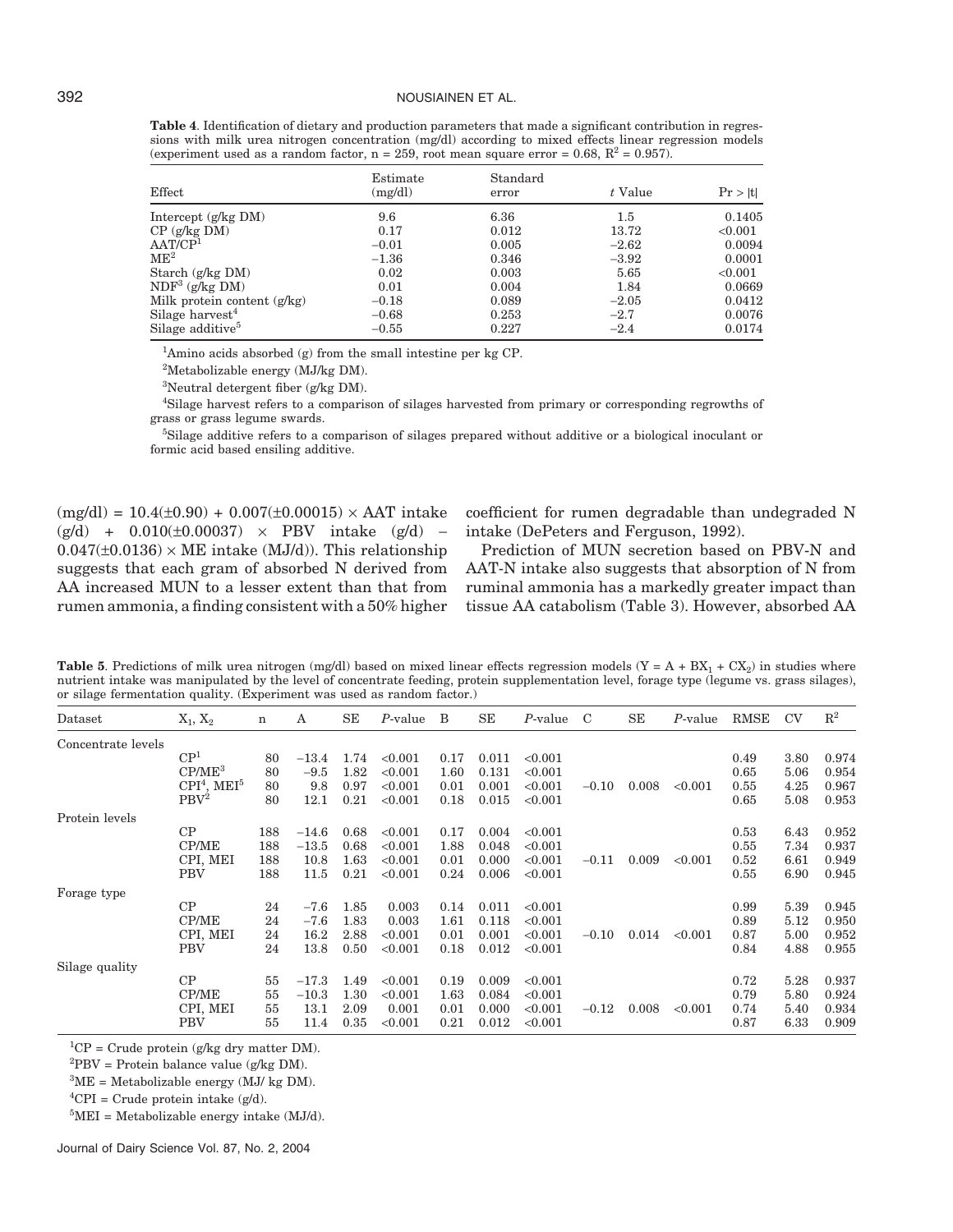**Table 4**. Identification of dietary and production parameters that made a significant contribution in regressions with milk urea nitrogen concentration (mg/dl) according to mixed effects linear regression models (experiment used as a random factor, n = 259, root mean square error = 0.68, $R^2$ = 0.957).

| Effect | Estimate (mg/dl) | Standard error | *t* Value | Pr > \|t\| |
|---|---|---|---|---|
| Intercept (g/kg DM) | 9.6 | 6.36 | 1.5 | 0.1405 |
| CP (g/kg DM) | 0.17 | 0.012 | 13.72 | <0.001 |
| AAT/CP[1] | −0.01 | 0.005 | −2.62 | 0.0094 |
| ME[2] | −1.36 | 0.346 | −3.92 | 0.0001 |
| Starch (g/kg DM) | 0.02 | 0.003 | 5.65 | <0.001 |
| NDF[3] (g/kg DM) | 0.01 | 0.004 | 1.84 | 0.0669 |
| Milk protein content (g/kg) | −0.18 | 0.089 | −2.05 | 0.0412 |
| Silage harvest[4] | −0.68 | 0.253 | −2.7 | 0.0076 |
| Silage additive[5] | −0.55 | 0.227 | −2.4 | 0.0174 |

[1]Amino acids absorbed (g) from the small intestine per kg CP.

[2]Metabolizable energy (MJ/kg DM).

[3]Neutral detergent fiber (g/kg DM).

[4]Silage harvest refers to a comparison of silages harvested from primary or corresponding regrowths of grass or grass legume swards.

[5]Silage additive refers to a comparison of silages prepared without additive or a biological inoculant or formic acid based ensiling additive.

(mg/dl) = 10.4(±0.90) + 0.007(±0.00015) × AAT intake (g/d) + 0.010(±0.00037) × PBV intake (g/d) − 0.047(±0.0136) × ME intake (MJ/d)). This relationship suggests that each gram of absorbed N derived from AA increased MUN to a lesser extent than that from rumen ammonia, a finding consistent with a 50% higher coefficient for rumen degradable than undegraded N intake (DePeters and Ferguson, 1992).

Prediction of MUN secretion based on PBV-N and AAT-N intake also suggests that absorption of N from ruminal ammonia has a markedly greater impact than tissue AA catabolism (Table 3). However, absorbed AA

**Table 5**. Predictions of milk urea nitrogen (mg/dl) based on mixed linear effects regression models ($Y = A + BX_1 + CX_2$) in studies where nutrient intake was manipulated by the level of concentrate feeding, protein supplementation level, forage type (legume vs. grass silages), or silage fermentation quality. (Experiment was used as random factor.)

| Dataset | $X_1$, $X_2$ | n | A | SE | *P*-value | B | SE | *P*-value | C | SE | *P*-value | RMSE | CV | $R^2$ |
|---|---|---|---|---|---|---|---|---|---|---|---|---|---|---|
| Concentrate levels | | | | | | | | | | | | | | |
| | CP[1] | 80 | −13.4 | 1.74 | <0.001 | 0.17 | 0.011 | <0.001 | | | | 0.49 | 3.80 | 0.974 |
| | CP/ME[3] | 80 | −9.5 | 1.82 | <0.001 | 1.60 | 0.131 | <0.001 | | | | 0.65 | 5.06 | 0.954 |
| | CPI[4], MEI[5] | 80 | 9.8 | 0.97 | <0.001 | 0.01 | 0.001 | <0.001 | −0.10 | 0.008 | <0.001 | 0.55 | 4.25 | 0.967 |
| | PBV[2] | 80 | 12.1 | 0.21 | <0.001 | 0.18 | 0.015 | <0.001 | | | | 0.65 | 5.08 | 0.953 |
| Protein levels | | | | | | | | | | | | | | |
| | CP | 188 | −14.6 | 0.68 | <0.001 | 0.17 | 0.004 | <0.001 | | | | 0.53 | 6.43 | 0.952 |
| | CP/ME | 188 | −13.5 | 0.68 | <0.001 | 1.88 | 0.048 | <0.001 | | | | 0.55 | 7.34 | 0.937 |
| | CPI, MEI | 188 | 10.8 | 1.63 | <0.001 | 0.01 | 0.000 | <0.001 | −0.11 | 0.009 | <0.001 | 0.52 | 6.61 | 0.949 |
| | PBV | 188 | 11.5 | 0.21 | <0.001 | 0.24 | 0.006 | <0.001 | | | | 0.55 | 6.90 | 0.945 |
| Forage type | | | | | | | | | | | | | | |
| | CP | 24 | −7.6 | 1.85 | 0.003 | 0.14 | 0.011 | <0.001 | | | | 0.99 | 5.39 | 0.945 |
| | CP/ME | 24 | −7.6 | 1.83 | 0.003 | 1.61 | 0.118 | <0.001 | | | | 0.89 | 5.12 | 0.950 |
| | CPI, MEI | 24 | 16.2 | 2.88 | <0.001 | 0.01 | 0.001 | <0.001 | −0.10 | 0.014 | <0.001 | 0.87 | 5.00 | 0.952 |
| | PBV | 24 | 13.8 | 0.50 | <0.001 | 0.18 | 0.012 | <0.001 | | | | 0.84 | 4.88 | 0.955 |
| Silage quality | | | | | | | | | | | | | | |
| | CP | 55 | −17.3 | 1.49 | <0.001 | 0.19 | 0.009 | <0.001 | | | | 0.72 | 5.28 | 0.937 |
| | CP/ME | 55 | −10.3 | 1.30 | <0.001 | 1.63 | 0.084 | <0.001 | | | | 0.79 | 5.80 | 0.924 |
| | CPI, MEI | 55 | 13.1 | 2.09 | 0.001 | 0.01 | 0.000 | <0.001 | −0.12 | 0.008 | <0.001 | 0.74 | 5.40 | 0.934 |
| | PBV | 55 | 11.4 | 0.35 | <0.001 | 0.21 | 0.012 | <0.001 | | | | 0.87 | 6.33 | 0.909 |

[1]CP = Crude protein (g/kg dry matter DM).

[2]PBV = Protein balance value (g/kg DM).

[3]ME = Metabolizable energy (MJ/ kg DM).

[4]CPI = Crude protein intake (g/d).

[5]MEI = Metabolizable energy intake (MJ/d).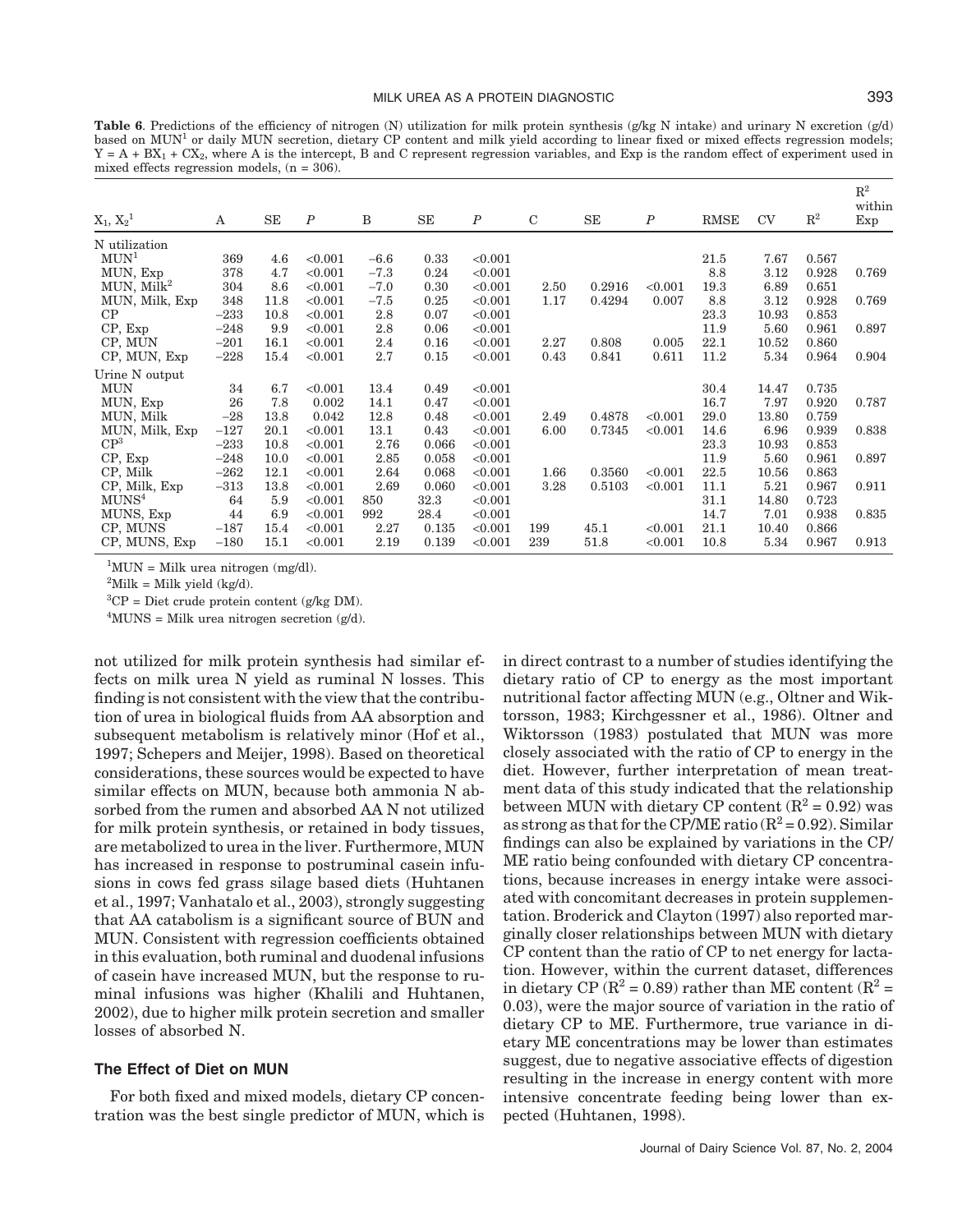**Table 6**. Predictions of the efficiency of nitrogen (N) utilization for milk protein synthesis (g/kg N intake) and urinary N excretion (g/d) based on MUN[1] or daily MUN secretion, dietary CP content and milk yield according to linear fixed or mixed effects regression models; $Y = A + BX_1 + CX_2$, where A is the intercept, B and C represent regression variables, and Exp is the random effect of experiment used in mixed effects regression models, (n = 306).

| $X_1$, $X_2$[1] | A | SE | *P* | B | SE | *P* | C | SE | *P* | RMSE | CV | $R^2$ | $R^2$ within Exp |
|---|---|---|---|---|---|---|---|---|---|---|---|---|---|
| N utilization | | | | | | | | | | | | | |
| MUN[1] | 369 | 4.6 | <0.001 | −6.6 | 0.33 | <0.001 | | | | 21.5 | 7.67 | 0.567 | |
| MUN, Exp | 378 | 4.7 | <0.001 | −7.3 | 0.24 | <0.001 | | | | 8.8 | 3.12 | 0.928 | 0.769 |
| MUN, Milk[2] | 304 | 8.6 | <0.001 | −7.0 | 0.30 | <0.001 | 2.50 | 0.2916 | <0.001 | 19.3 | 6.89 | 0.651 | |
| MUN, Milk, Exp | 348 | 11.8 | <0.001 | −7.5 | 0.25 | <0.001 | 1.17 | 0.4294 | 0.007 | 8.8 | 3.12 | 0.928 | 0.769 |
| CP | −233 | 10.8 | <0.001 | 2.8 | 0.07 | <0.001 | | | | 23.3 | 10.93 | 0.853 | |
| CP, Exp | −248 | 9.9 | <0.001 | 2.8 | 0.06 | <0.001 | | | | 11.9 | 5.60 | 0.961 | 0.897 |
| CP, MUN | −201 | 16.1 | <0.001 | 2.4 | 0.16 | <0.001 | 2.27 | 0.808 | 0.005 | 22.1 | 10.52 | 0.860 | |
| CP, MUN, Exp | −228 | 15.4 | <0.001 | 2.7 | 0.15 | <0.001 | 0.43 | 0.841 | 0.611 | 11.2 | 5.34 | 0.964 | 0.904 |
| Urine N output | | | | | | | | | | | | | |
| MUN | 34 | 6.7 | <0.001 | 13.4 | 0.49 | <0.001 | | | | 30.4 | 14.47 | 0.735 | |
| MUN, Exp | 26 | 7.8 | 0.002 | 14.1 | 0.47 | <0.001 | | | | 16.7 | 7.97 | 0.920 | 0.787 |
| MUN, Milk | −28 | 13.8 | 0.042 | 12.8 | 0.48 | <0.001 | 2.49 | 0.4878 | <0.001 | 29.0 | 13.80 | 0.759 | |
| MUN, Milk, Exp | −127 | 20.1 | <0.001 | 13.1 | 0.43 | <0.001 | 6.00 | 0.7345 | <0.001 | 14.6 | 6.96 | 0.939 | 0.838 |
| CP[3] | −233 | 10.8 | <0.001 | 2.76 | 0.066 | <0.001 | | | | 23.3 | 10.93 | 0.853 | |
| CP, Exp | −248 | 10.0 | <0.001 | 2.85 | 0.058 | <0.001 | | | | 11.9 | 5.60 | 0.961 | 0.897 |
| CP, Milk | −262 | 12.1 | <0.001 | 2.64 | 0.068 | <0.001 | 1.66 | 0.3560 | <0.001 | 22.5 | 10.56 | 0.863 | |
| CP, Milk, Exp | −313 | 13.8 | <0.001 | 2.69 | 0.060 | <0.001 | 3.28 | 0.5103 | <0.001 | 11.1 | 5.21 | 0.967 | 0.911 |
| MUNS[4] | 64 | 5.9 | <0.001 | 850 | 32.3 | <0.001 | | | | 31.1 | 14.80 | 0.723 | |
| MUNS, Exp | 44 | 6.9 | <0.001 | 992 | 28.4 | <0.001 | | | | 14.7 | 7.01 | 0.938 | 0.835 |
| CP, MUNS | −187 | 15.4 | <0.001 | 2.27 | 0.135 | <0.001 | 199 | 45.1 | <0.001 | 21.1 | 10.40 | 0.866 | |
| CP, MUNS, Exp | −180 | 15.1 | <0.001 | 2.19 | 0.139 | <0.001 | 239 | 51.8 | <0.001 | 10.8 | 5.34 | 0.967 | 0.913 |

[1]MUN = Milk urea nitrogen (mg/dl).

[2]Milk = Milk yield (kg/d).

[3]CP = Diet crude protein content (g/kg DM).

[4]MUNS = Milk urea nitrogen secretion (g/d).

not utilized for milk protein synthesis had similar effects on milk urea N yield as ruminal N losses. This finding is not consistent with the view that the contribution of urea in biological fluids from AA absorption and subsequent metabolism is relatively minor (Hof et al., 1997; Schepers and Meijer, 1998). Based on theoretical considerations, these sources would be expected to have similar effects on MUN, because both ammonia N absorbed from the rumen and absorbed AA N not utilized for milk protein synthesis, or retained in body tissues, are metabolized to urea in the liver. Furthermore, MUN has increased in response to postruminal casein infusions in cows fed grass silage based diets (Huhtanen et al., 1997; Vanhatalo et al., 2003), strongly suggesting that AA catabolism is a significant source of BUN and MUN. Consistent with regression coefficients obtained in this evaluation, both ruminal and duodenal infusions of casein have increased MUN, but the response to ruminal infusions was higher (Khalili and Huhtanen, 2002), due to higher milk protein secretion and smaller losses of absorbed N.

### The Effect of Diet on MUN

For both fixed and mixed models, dietary CP concentration was the best single predictor of MUN, which is in direct contrast to a number of studies identifying the dietary ratio of CP to energy as the most important nutritional factor affecting MUN (e.g., Oltner and Wiktorsson, 1983; Kirchgessner et al., 1986). Oltner and Wiktorsson (1983) postulated that MUN was more closely associated with the ratio of CP to energy in the diet. However, further interpretation of mean treatment data of this study indicated that the relationship between MUN with dietary CP content ($R^2 = 0.92$) was as strong as that for the CP/ME ratio ($R^2 = 0.92$). Similar findings can also be explained by variations in the CP/ME ratio being confounded with dietary CP concentrations, because increases in energy intake were associated with concomitant decreases in protein supplementation. Broderick and Clayton (1997) also reported marginally closer relationships between MUN with dietary CP content than the ratio of CP to net energy for lactation. However, within the current dataset, differences in dietary CP ($R^2 = 0.89$) rather than ME content ($R^2 = 0.03$), were the major source of variation in the ratio of dietary CP to ME. Furthermore, true variance in dietary ME concentrations may be lower than estimates suggest, due to negative associative effects of digestion resulting in the increase in energy content with more intensive concentrate feeding being lower than expected (Huhtanen, 1998).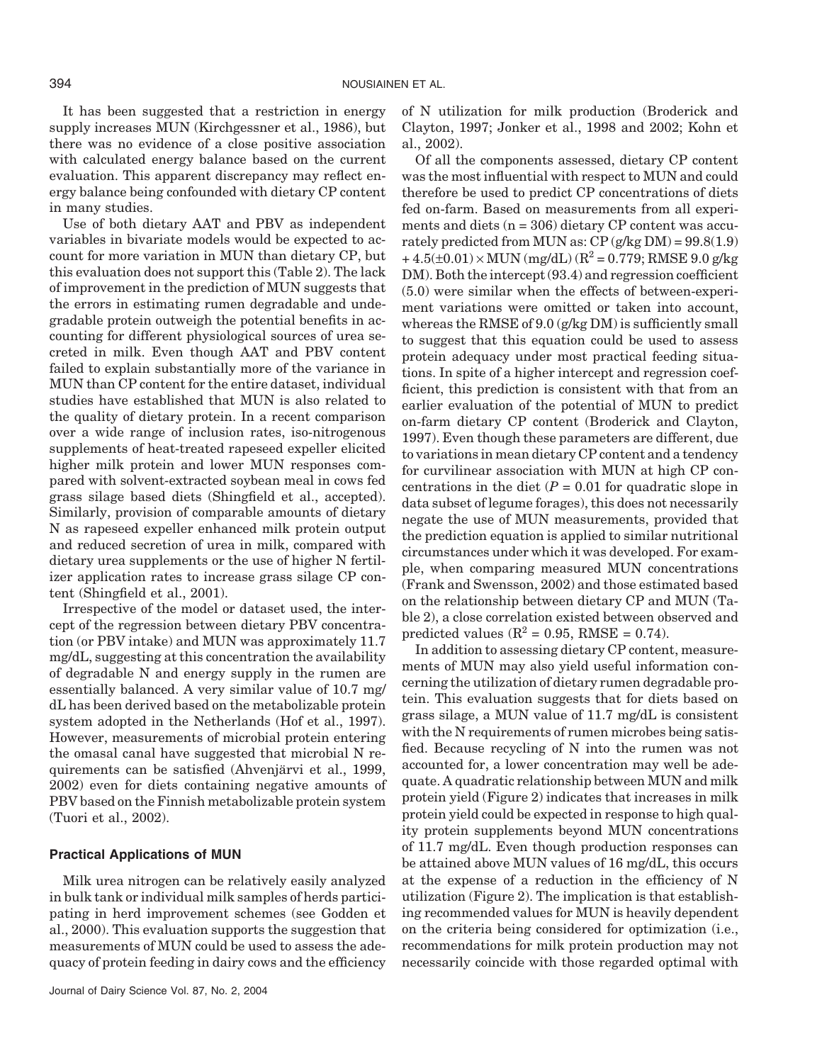It has been suggested that a restriction in energy supply increases MUN (Kirchgessner et al., 1986), but there was no evidence of a close positive association with calculated energy balance based on the current evaluation. This apparent discrepancy may reflect energy balance being confounded with dietary CP content in many studies.

Use of both dietary AAT and PBV as independent variables in bivariate models would be expected to account for more variation in MUN than dietary CP, but this evaluation does not support this (Table 2). The lack of improvement in the prediction of MUN suggests that the errors in estimating rumen degradable and undegradable protein outweigh the potential benefits in accounting for different physiological sources of urea secreted in milk. Even though AAT and PBV content failed to explain substantially more of the variance in MUN than CP content for the entire dataset, individual studies have established that MUN is also related to the quality of dietary protein. In a recent comparison over a wide range of inclusion rates, iso-nitrogenous supplements of heat-treated rapeseed expeller elicited higher milk protein and lower MUN responses compared with solvent-extracted soybean meal in cows fed grass silage based diets (Shingfield et al., accepted). Similarly, provision of comparable amounts of dietary N as rapeseed expeller enhanced milk protein output and reduced secretion of urea in milk, compared with dietary urea supplements or the use of higher N fertilizer application rates to increase grass silage CP content (Shingfield et al., 2001).

Irrespective of the model or dataset used, the intercept of the regression between dietary PBV concentration (or PBV intake) and MUN was approximately 11.7 mg/dL, suggesting at this concentration the availability of degradable N and energy supply in the rumen are essentially balanced. A very similar value of 10.7 mg/dL has been derived based on the metabolizable protein system adopted in the Netherlands (Hof et al., 1997). However, measurements of microbial protein entering the omasal canal have suggested that microbial N requirements can be satisfied (Ahvenjärvi et al., 1999, 2002) even for diets containing negative amounts of PBV based on the Finnish metabolizable protein system (Tuori et al., 2002).

### Practical Applications of MUN

Milk urea nitrogen can be relatively easily analyzed in bulk tank or individual milk samples of herds participating in herd improvement schemes (see Godden et al., 2000). This evaluation supports the suggestion that measurements of MUN could be used to assess the adequacy of protein feeding in dairy cows and the efficiency of N utilization for milk production (Broderick and Clayton, 1997; Jonker et al., 1998 and 2002; Kohn et al., 2002).

Of all the components assessed, dietary CP content was the most influential with respect to MUN and could therefore be used to predict CP concentrations of diets fed on-farm. Based on measurements from all experiments and diets (n = 306) dietary CP content was accurately predicted from MUN as: CP (g/kg DM) = 99.8(1.9) + 4.5(±0.01) × MUN (mg/dL) ($R^2$ = 0.779; RMSE 9.0 g/kg DM). Both the intercept (93.4) and regression coefficient (5.0) were similar when the effects of between-experiment variations were omitted or taken into account, whereas the RMSE of 9.0 (g/kg DM) is sufficiently small to suggest that this equation could be used to assess protein adequacy under most practical feeding situations. In spite of a higher intercept and regression coefficient, this prediction is consistent with that from an earlier evaluation of the potential of MUN to predict on-farm dietary CP content (Broderick and Clayton, 1997). Even though these parameters are different, due to variations in mean dietary CP content and a tendency for curvilinear association with MUN at high CP concentrations in the diet ($P$ = 0.01 for quadratic slope in data subset of legume forages), this does not necessarily negate the use of MUN measurements, provided that the prediction equation is applied to similar nutritional circumstances under which it was developed. For example, when comparing measured MUN concentrations (Frank and Swensson, 2002) and those estimated based on the relationship between dietary CP and MUN (Table 2), a close correlation existed between observed and predicted values ($R^2$ = 0.95, RMSE = 0.74).

In addition to assessing dietary CP content, measurements of MUN may also yield useful information concerning the utilization of dietary rumen degradable protein. This evaluation suggests that for diets based on grass silage, a MUN value of 11.7 mg/dL is consistent with the N requirements of rumen microbes being satisfied. Because recycling of N into the rumen was not accounted for, a lower concentration may well be adequate. A quadratic relationship between MUN and milk protein yield (Figure 2) indicates that increases in milk protein yield could be expected in response to high quality protein supplements beyond MUN concentrations of 11.7 mg/dL. Even though production responses can be attained above MUN values of 16 mg/dL, this occurs at the expense of a reduction in the efficiency of N utilization (Figure 2). The implication is that establishing recommended values for MUN is heavily dependent on the criteria being considered for optimization (i.e., recommendations for milk protein production may not necessarily coincide with those regarded optimal with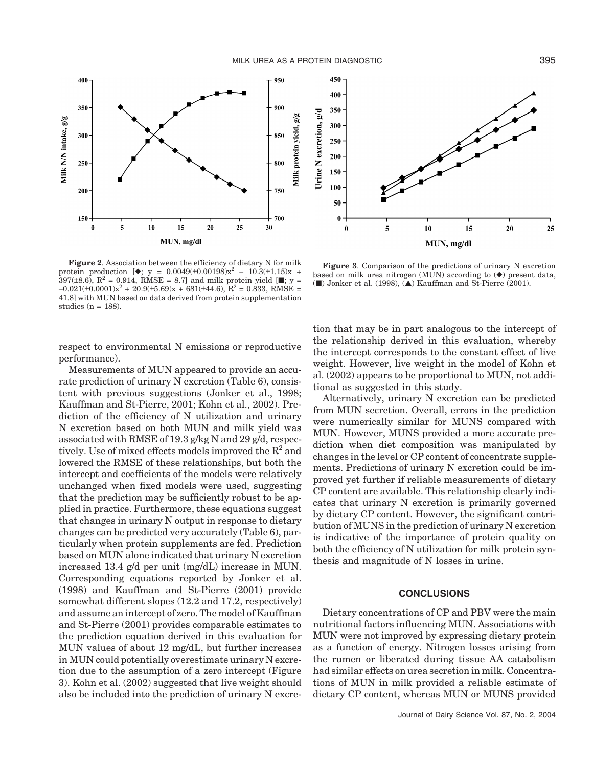**Figure 2**. Association between the efficiency of dietary N for milk protein production [◆; $y = 0.0049(\pm 0.00198)x^2 - 10.3(\pm 1.15)x + 397(\pm 8.6)$, $R^2 = 0.914$, RMSE = 8.7] and milk protein yield [■; $y = -0.021(\pm 0.0001)x^2 + 20.9(\pm 5.69)x + 681(\pm 44.6)$, $R^2 = 0.833$, RMSE = 41.8] with MUN based on data derived from protein supplementation studies (n = 188).

**Figure 3**. Comparison of the predictions of urinary N excretion based on milk urea nitrogen (MUN) according to (◆) present data, (■) Jonker et al. (1998), (▲) Kauffman and St-Pierre (2001).

respect to environmental N emissions or reproductive performance).

Measurements of MUN appeared to provide an accurate prediction of urinary N excretion (Table 6), consistent with previous suggestions (Jonker et al., 1998; Kauffman and St-Pierre, 2001; Kohn et al., 2002). Prediction of the efficiency of N utilization and urinary N excretion based on both MUN and milk yield was associated with RMSE of 19.3 g/kg N and 29 g/d, respectively. Use of mixed effects models improved the $R^2$ and lowered the RMSE of these relationships, but both the intercept and coefficients of the models were relatively unchanged when fixed models were used, suggesting that the prediction may be sufficiently robust to be applied in practice. Furthermore, these equations suggest that changes in urinary N output in response to dietary changes can be predicted very accurately (Table 6), particularly when protein supplements are fed. Prediction based on MUN alone indicated that urinary N excretion increased 13.4 g/d per unit (mg/dL) increase in MUN. Corresponding equations reported by Jonker et al. (1998) and Kauffman and St-Pierre (2001) provide somewhat different slopes (12.2 and 17.2, respectively) and assume an intercept of zero. The model of Kauffman and St-Pierre (2001) provides comparable estimates to the prediction equation derived in this evaluation for MUN values of about 12 mg/dL, but further increases in MUN could potentially overestimate urinary N excretion due to the assumption of a zero intercept (Figure 3). Kohn et al. (2002) suggested that live weight should also be included into the prediction of urinary N excretion that may be in part analogous to the intercept of the relationship derived in this evaluation, whereby the intercept corresponds to the constant effect of live weight. However, live weight in the model of Kohn et al. (2002) appears to be proportional to MUN, not additional as suggested in this study.

Alternatively, urinary N excretion can be predicted from MUN secretion. Overall, errors in the prediction were numerically similar for MUNS compared with MUN. However, MUNS provided a more accurate prediction when diet composition was manipulated by changes in the level or CP content of concentrate supplements. Predictions of urinary N excretion could be improved yet further if reliable measurements of dietary CP content are available. This relationship clearly indicates that urinary N excretion is primarily governed by dietary CP content. However, the significant contribution of MUNS in the prediction of urinary N excretion is indicative of the importance of protein quality on both the efficiency of N utilization for milk protein synthesis and magnitude of N losses in urine.

## CONCLUSIONS

Dietary concentrations of CP and PBV were the main nutritional factors influencing MUN. Associations with MUN were not improved by expressing dietary protein as a function of energy. Nitrogen losses arising from the rumen or liberated during tissue AA catabolism had similar effects on urea secretion in milk. Concentrations of MUN in milk provided a reliable estimate of dietary CP content, whereas MUN or MUNS provided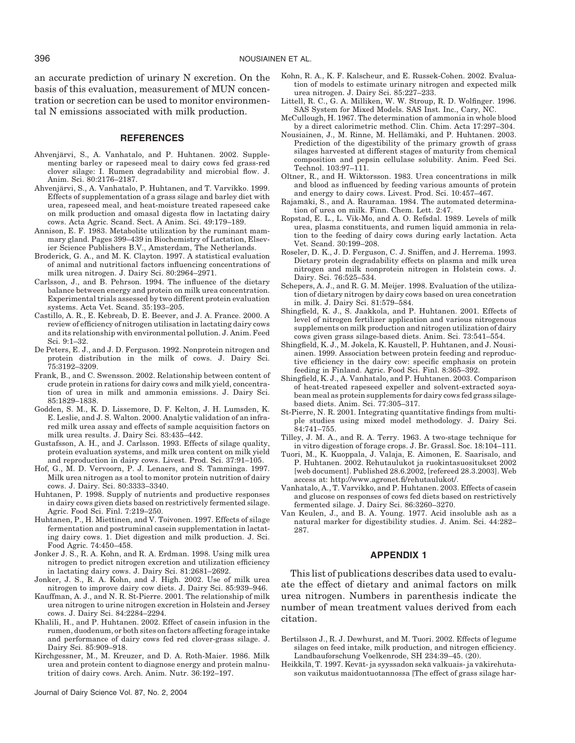an accurate prediction of urinary N excretion. On the basis of this evaluation, measurement of MUN concentration or secretion can be used to monitor environmental N emissions associated with milk production.

## REFERENCES

Ahvenjärvi, S., A. Vanhatalo, and P. Huhtanen. 2002. Supplementing barley or rapeseed meal to dairy cows fed grass-red clover silage: I. Rumen degradability and microbial flow. J. Anim. Sci. 80:2176–2187.

Ahvenjärvi, S., A. Vanhatalo, P. Huhtanen, and T. Varvikko. 1999. Effects of supplementation of a grass silage and barley diet with urea, rapeseed meal, and heat-moisture treated rapeseed cake on milk production and omasal digesta flow in lactating dairy cows. Acta Agric. Scand. Sect. A Anim. Sci. 49:179–189.

Annison, E. F. 1983. Metabolite utilization by the ruminant mammary gland. Pages 399–439 in Biochemistry of Lactation, Elsevier Science Publishers B.V., Amsterdam, The Netherlands.

Broderick, G. A., and M. K. Clayton. 1997. A statistical evaluation of animal and nutritional factors influencing concentrations of milk urea nitrogen. J. Dairy Sci. 80:2964–2971.

Carlsson, J., and B. Pehrson. 1994. The influence of the dietary balance between energy and protein on milk urea concentration. Experimental trials assessed by two different protein evaluation systems. Acta Vet. Scand. 35:193–205.

Castillo, A. R., E. Kebreab, D. E. Beever, and J. A. France. 2000. A review of efficiency of nitrogen utilisation in lactating dairy cows and its relationship with environmental pollution. J. Anim. Feed Sci. 9:1–32.

De Peters, E. J., and J. D. Ferguson. 1992. Nonprotein nitrogen and protein distribution in the milk of cows. J. Dairy Sci. 75:3192–3209.

Frank, B., and C. Swensson. 2002. Relationship between content of crude protein in rations for dairy cows and milk yield, concentration of urea in milk and ammonia emissions. J. Dairy Sci. 85:1829–1838.

Godden, S. M., K. D. Lissemore, D. F. Kelton, J. H. Lumsden, K. E. Leslie, and J. S. Walton. 2000. Analytic validation of an infrared milk urea assay and effects of sample acquisition factors on milk urea results. J. Dairy Sci. 83:435–442.

Gustafsson, A. H., and J. Carlsson. 1993. Effects of silage quality, protein evaluation systems, and milk urea content on milk yield and reproduction in dairy cows. Livest. Prod. Sci. 37:91–105.

Hof, G., M. D. Vervoorn, P. J. Lenaers, and S. Tamminga. 1997. Milk urea nitrogen as a tool to monitor protein nutrition of dairy cows. J. Dairy. Sci. 80:3333–3340.

Huhtanen, P. 1998. Supply of nutrients and productive responses in dairy cows given diets based on restrictively fermented silage. Agric. Food Sci. Finl. 7:219–250.

Huhtanen, P., H. Miettinen, and V. Toivonen. 1997. Effects of silage fermentation and postruminal casein supplementation in lactating dairy cows. 1. Diet digestion and milk production. J. Sci. Food Agric. 74:450–458.

Jonker J. S., R. A. Kohn, and R. A. Erdman. 1998. Using milk urea nitrogen to predict nitrogen excretion and utilization efficiency in lactating dairy cows. J. Dairy Sci. 81:2681–2692.

Jonker, J. S., R. A. Kohn, and J. High. 2002. Use of milk urea nitrogen to improve dairy cow diets. J. Dairy Sci. 85:939–946.

Kauffman, A. J., and N. R. St-Pierre. 2001. The relationship of milk urea nitrogen to urine nitrogen excretion in Holstein and Jersey cows. J. Dairy Sci. 84:2284–2294.

Khalili, H., and P. Huhtanen. 2002. Effect of casein infusion in the rumen, duodenum, or both sites on factors affecting forage intake and performance of dairy cows fed red clover-grass silage. J. Dairy Sci. 85:909–918.

Kirchgessner, M., M. Kreuzer, and D. A. Roth-Maier. 1986. Milk urea and protein content to diagnose energy and protein malnutrition of dairy cows. Arch. Anim. Nutr. 36:192–197.

Kohn, R. A., K. F. Kalscheur, and E. Russek-Cohen. 2002. Evaluation of models to estimate urinary nitrogen and expected milk urea nitrogen. J. Dairy Sci. 85:227–233.

Littell, R. C., G. A. Milliken, W. W. Stroup, R. D. Wolfinger. 1996. SAS System for Mixed Models. SAS Inst. Inc., Cary, NC.

McCullough, H. 1967. The determination of ammonia in whole blood by a direct calorimetric method. Clin. Chim. Acta 17:297–304.

Nousiainen, J., M. Rinne, M. Hellämäki, and P. Huhtanen. 2003. Prediction of the digestibility of the primary growth of grass silages harvested at different stages of maturity from chemical composition and pepsin cellulase solubility. Anim. Feed Sci. Technol. 103:97–111.

Oltner, R., and H. Wiktorsson. 1983. Urea concentrations in milk and blood as influenced by feeding various amounts of protein and energy to dairy cows. Livest. Prod. Sci. 10:457–467.

Rajamäki, S., and A. Rauramaa. 1984. The automated determination of urea on milk. Finn. Chem. Lett. 2:47.

Ropstad, E. L., L. Vik-Mo, and A. O. Refsdal. 1989. Levels of milk urea, plasma constituents, and rumen liquid ammonia in relation to the feeding of dairy cows during early lactation. Acta Vet. Scand. 30:199–208.

Roseler, D. K., J. D. Ferguson, C. J. Sniffen, and J. Herrema. 1993. Dietary protein degradability effects on plasma and milk urea nitrogen and milk nonprotein nitrogen in Holstein cows. J. Dairy. Sci. 76:525–534.

Schepers, A. J., and R. G. M. Meijer. 1998. Evaluation of the utilization of dietary nitrogen by dairy cows based on urea concetration in milk. J. Dairy Sci. 81:579–584.

Shingfield, K. J., S. Jaakkola, and P. Huhtanen. 2001. Effects of level of nitrogen fertilizer application and various nitrogenous supplements on milk production and nitrogen utilization of dairy cows given grass silage-based diets. Anim. Sci. 73:541–554.

Shingfield, K. J., M. Jokela, K. Kaustell, P. Huhtanen, and J. Nousiainen. 1999. Association between protein feeding and reproductive efficiency in the dairy cow: specific emphasis on protein feeding in Finland. Agric. Food Sci. Finl. 8:365–392.

Shingfield, K. J., A. Vanhatalo, and P. Huhtanen. 2003. Comparison of heat-treated rapeseed expeller and solvent-extracted soyabean meal as protein supplements for dairy cows fed grass silage-based diets. Anim. Sci. 77:305–317.

St-Pierre, N. R. 2001. Integrating quantitative findings from multiple studies using mixed model methodology. J. Dairy Sci. 84:741–755.

Tilley, J. M. A., and R. A. Terry. 1963. A two-stage technique for in vitro digestion of forage crops. J. Br. Grassl. Soc. 18:104–111.

Tuori, M., K. Kuoppala, J. Valaja, E. Aimonen, E. Saarisalo, and P. Huhtanen. 2002. Rehutaulukot ja ruokintasuositukset 2002 [web document]. Published 28.6.2002, [refereed 28.3.2003]. Web access at: http://www.agronet.fi/rehutaulukot/.

Vanhatalo, A., T. Varvikko, and P. Huhtanen. 2003. Effects of casein and glucose on responses of cows fed diets based on restrictively fermented silage. J. Dairy Sci. 86:3260–3270.

Van Keulen, J., and B. A. Young. 1977. Acid insoluble ash as a natural marker for digestibility studies. J. Anim. Sci. 44:282–287.

## APPENDIX 1

This list of publications describes data used to evaluate the effect of dietary and animal factors on milk urea nitrogen. Numbers in parenthesis indicate the number of mean treatment values derived from each citation.

Bertilsson J., R. J. Dewhurst, and M. Tuori. 2002. Effects of legume silages on feed intake, milk production, and nitrogen efficiency. Landbauforschung Voelkenrode, SH 234:39–45. (20).

Heikkilä, T. 1997. Kevät- ja syyssadon sekä valkuais- ja väkirehutason vaikutus maidontuotannossa [The effect of grass silage har-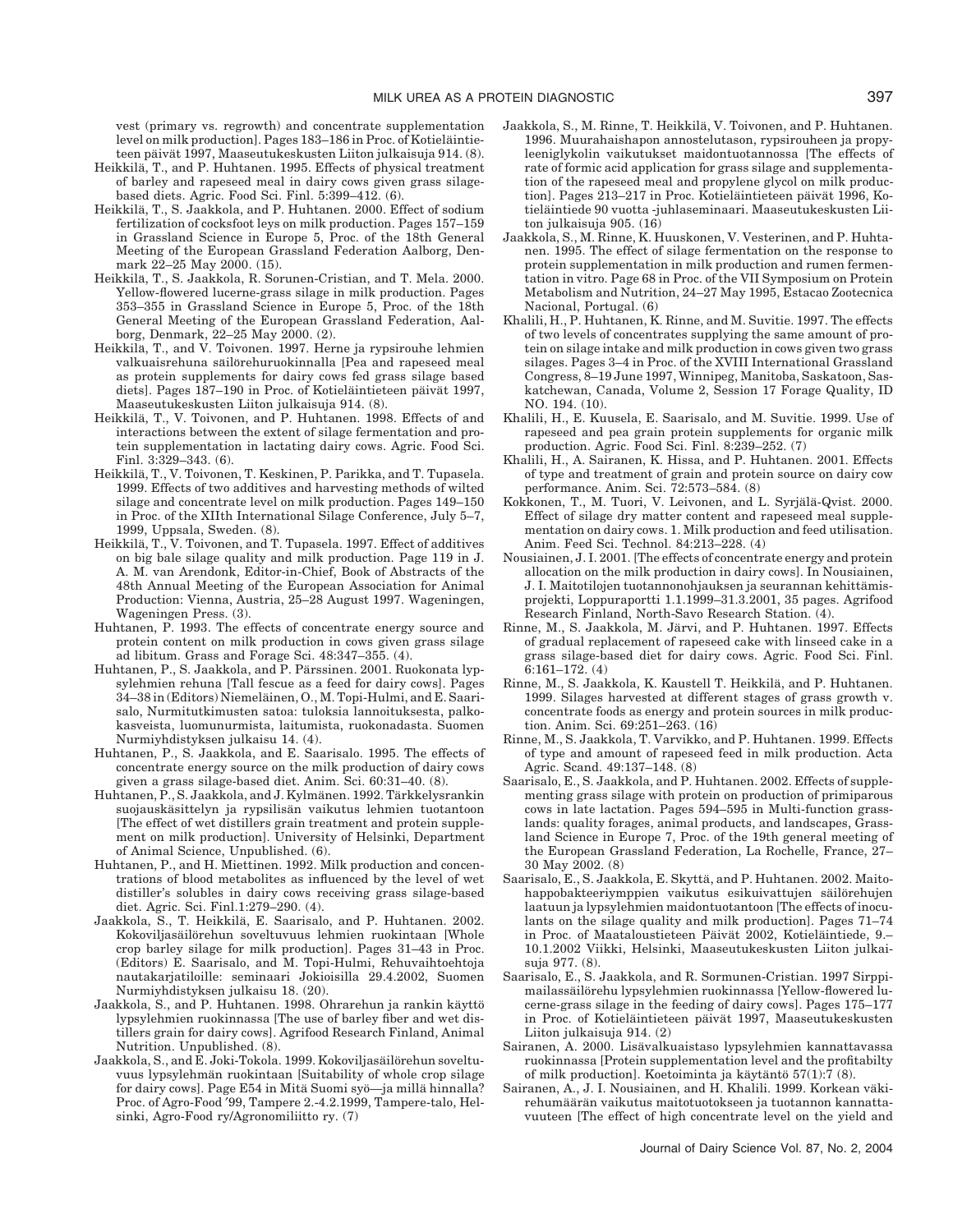vest (primary vs. regrowth) and concentrate supplementation level on milk production]. Pages 183–186 in Proc. of Kotieläintieteen päivät 1997, Maaseutukeskusten Liiton julkaisuja 914. (8).

Heikkilä, T., and P. Huhtanen. 1995. Effects of physical treatment of barley and rapeseed meal in dairy cows given grass silage-based diets. Agric. Food Sci. Finl. 5:399–412. (6).

Heikkilä, T., S. Jaakkola, and P. Huhtanen. 2000. Effect of sodium fertilization of cocksfoot leys on milk production. Pages 157–159 in Grassland Science in Europe 5, Proc. of the 18th General Meeting of the European Grassland Federation Aalborg, Denmark 22–25 May 2000. (15).

Heikkilä, T., S. Jaakkola, R. Sorunen-Cristian, and T. Mela. 2000. Yellow-flowered lucerne-grass silage in milk production. Pages 353–355 in Grassland Science in Europe 5, Proc. of the 18th General Meeting of the European Grassland Federation, Aalborg, Denmark, 22–25 May 2000. (2).

Heikkilä, T., and V. Toivonen. 1997. Herne ja rypsirouhe lehmien valkuaisrehuna säilörehuruokinnalla [Pea and rapeseed meal as protein supplements for dairy cows fed grass silage based diets]. Pages 187–190 in Proc. of Kotieläintieteen päivät 1997, Maaseutukeskusten Liiton julkaisuja 914. (8).

Heikkilä, T., V. Toivonen, and P. Huhtanen. 1998. Effects of and interactions between the extent of silage fermentation and protein supplementation in lactating dairy cows. Agric. Food Sci. Finl. 3:329–343. (6).

Heikkilä, T., V. Toivonen, T. Keskinen, P. Parikka, and T. Tupasela. 1999. Effects of two additives and harvesting methods of wilted silage and concentrate level on milk production. Pages 149–150 in Proc. of the XIIth International Silage Conference, July 5–7, 1999, Uppsala, Sweden. (8).

Heikkilä, T., V. Toivonen, and T. Tupasela. 1997. Effect of additives on big bale silage quality and milk production. Page 119 in J. A. M. van Arendonk, Editor-in-Chief, Book of Abstracts of the 48th Annual Meeting of the European Association for Animal Production: Vienna, Austria, 25–28 August 1997. Wageningen, Wageningen Press. (3).

Huhtanen, P. 1993. The effects of concentrate energy source and protein content on milk production in cows given grass silage ad libitum. Grass and Forage Sci. 48:347–355. (4).

Huhtanen, P., S. Jaakkola, and P. Pärssinen. 2001. Ruokonata lypsylehmien rehuna [Tall fescue as a feed for dairy cows]. Pages 34–38 in (Editors) Niemeläinen, O., M. Topi-Hulmi, and E. Saarisalo, Nurmitutkimusten satoa: tuloksia lannoituksesta, palkokasveista, luomunurmista, laitumista, ruokonadasta. Suomen Nurmiyhdistyksen julkaisu 14. (4).

Huhtanen, P., S. Jaakkola, and E. Saarisalo. 1995. The effects of concentrate energy source on the milk production of dairy cows given a grass silage-based diet. Anim. Sci. 60:31–40. (8).

Huhtanen, P., S. Jaakkola, and J. Kylmänen. 1992. Tärkkelysrankin suojauskäsittelyn ja rypsilisän vaikutus lehmien tuotantoon [The effect of wet distillers grain treatment and protein supplement on milk production]. University of Helsinki, Department of Animal Science, Unpublished. (6).

Huhtanen, P., and H. Miettinen. 1992. Milk production and concentrations of blood metabolites as influenced by the level of wet distiller's solubles in dairy cows receiving grass silage-based diet. Agric. Sci. Finl.1:279–290. (4).

Jaakkola, S., T. Heikkilä, E. Saarisalo, and P. Huhtanen. 2002. Kokoviljasäilörehun soveltuvuus lehmien ruokintaan [Whole crop barley silage for milk production]. Pages 31–43 in Proc. (Editors) E. Saarisalo, and M. Topi-Hulmi, Rehuvaihtoehtoja nautakarjatiloille: seminaari Jokioisilla 29.4.2002, Suomen Nurmiyhdistyksen julkaisu 18. (20).

Jaakkola, S., and P. Huhtanen. 1998. Ohrarehun ja rankin käyttö lypsylehmien ruokinnassa [The use of barley fiber and wet distillers grain for dairy cows]. Agrifood Research Finland, Animal Nutrition. Unpublished. (8).

Jaakkola, S., and E. Joki-Tokola. 1999. Kokoviljasäilörehun soveltuvuus lypsylehmän ruokintaan [Suitability of whole crop silage for dairy cows]. Page E54 in Mitä Suomi syö—ja millä hinnalla? Proc. of Agro-Food '99, Tampere 2.-4.2.1999, Tampere-talo, Helsinki, Agro-Food ry/Agronomiliitto ry. (7)

Jaakkola, S., M. Rinne, T. Heikkilä, V. Toivonen, and P. Huhtanen. 1996. Muurahaishapon annostelutason, rypsirouheen ja propyleeniglykolin vaikutukset maidontuotannossa [The effects of rate of formic acid application for grass silage and supplementation of the rapeseed meal and propylene glycol on milk production]. Pages 213–217 in Proc. Kotieläintieteen päivät 1996, Kotieläintiede 90 vuotta -juhlaseminaari. Maaseutukeskusten Liiton julkaisuja 905. (16)

Jaakkola, S., M. Rinne, K. Huuskonen, V. Vesterinen, and P. Huhtanen. 1995. The effect of silage fermentation on the response to protein supplementation in milk production and rumen fermentation in vitro. Page 68 in Proc. of the VII Symposium on Protein Metabolism and Nutrition, 24–27 May 1995, Estacao Zootecnica Nacional, Portugal. (6)

Khalili, H., P. Huhtanen, K. Rinne, and M. Suvitie. 1997. The effects of two levels of concentrates supplying the same amount of protein on silage intake and milk production in cows given two grass silages. Pages 3–4 in Proc. of the XVIII International Grassland Congress, 8–19 June 1997, Winnipeg, Manitoba, Saskatoon, Saskatchewan, Canada, Volume 2, Session 17 Forage Quality, ID NO. 194. (10).

Khalili, H., E. Kuusela, E. Saarisalo, and M. Suvitie. 1999. Use of rapeseed and pea grain protein supplements for organic milk production. Agric. Food Sci. Finl. 8:239–252. (7)

Khalili, H., A. Sairanen, K. Hissa, and P. Huhtanen. 2001. Effects of type and treatment of grain and protein source on dairy cow performance. Anim. Sci. 72:573–584. (8)

Kokkonen, T., M. Tuori, V. Leivonen, and L. Syrjälä-Qvist. 2000. Effect of silage dry matter content and rapeseed meal supplementation on dairy cows. 1. Milk production and feed utilisation. Anim. Feed Sci. Technol. 84:213–228. (4)

Nousiainen, J. I. 2001. [The effects of concentrate energy and protein allocation on the milk production in dairy cows]. In Nousiainen, J. I. Maitotilojen tuotannonohjauksen ja seurannan kehittämisprojekti, Loppuraportti 1.1.1999–31.3.2001, 35 pages. Agrifood Research Finland, North-Savo Research Station. (4).

Rinne, M., S. Jaakkola, M. Järvi, and P. Huhtanen. 1997. Effects of gradual replacement of rapeseed cake with linseed cake in a grass silage-based diet for dairy cows. Agric. Food Sci. Finl. 6:161–172. (4)

Rinne, M., S. Jaakkola, K. Kaustell T. Heikkilä, and P. Huhtanen. 1999. Silages harvested at different stages of grass growth v. concentrate foods as energy and protein sources in milk production. Anim. Sci. 69:251–263. (16)

Rinne, M., S. Jaakkola, T. Varvikko, and P. Huhtanen. 1999. Effects of type and amount of rapeseed feed in milk production. Acta Agric. Scand. 49:137–148. (8)

Saarisalo, E., S. Jaakkola, and P. Huhtanen. 2002. Effects of supplementing grass silage with protein on production of primiparous cows in late lactation. Pages 594–595 in Multi-function grasslands: quality forages, animal products, and landscapes, Grassland Science in Europe 7, Proc. of the 19th general meeting of the European Grassland Federation, La Rochelle, France, 27–30 May 2002. (8)

Saarisalo, E., S. Jaakkola, E. Skyttä, and P. Huhtanen. 2002. Maitohappobakteeriympien vaikutus esikuivattujen säilörehujen laatuun ja lypsylehmien maidontuotantoon [The effects of inoculants on the silage quality and milk production]. Pages 71–74 in Proc. of Maataloustieteen Päivät 2002, Kotieläintiede, 9.–10.1.2002 Viikki, Helsinki, Maaseutukeskusten Liiton julkaisuja 977. (8).

Saarisalo, E., S. Jaakkola, and R. Sormunen-Cristian. 1997 Sirppimailassäilörehu lypsylehmien ruokinnassa [Yellow-flowered lucerne-grass silage in the feeding of dairy cows]. Pages 175–177 in Proc. of Kotieläintieteen päivät 1997, Maaseutukeskusten Liiton julkaisuja 914. (2)

Sairanen, A. 2000. Lisävalkuaistaso lypsylehmien kannattavassa ruokinnassa [Protein supplementation level and the profitabilty of milk production]. Koetoiminta ja käytäntö 57(1):7 (8).

Sairanen, A., J. I. Nousiainen, and H. Khalili. 1999. Korkean väkirehumäärän vaikutus maitotuotokseen ja tuotannon kannattavuuteen [The effect of high concentrate level on the yield and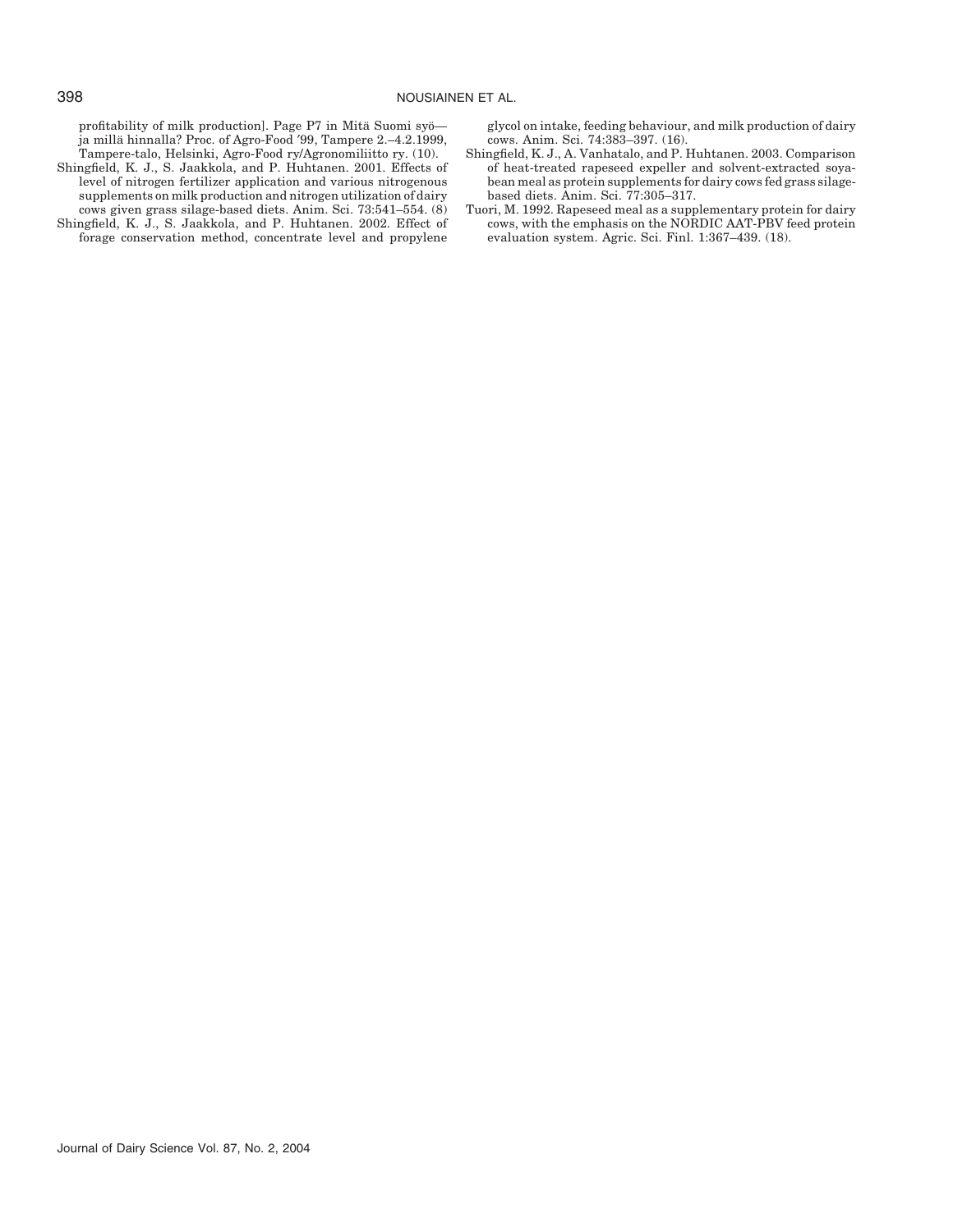profitability of milk production]. Page P7 in Mitä Suomi syö—ja millä hinnalla? Proc. of Agro-Food ′99, Tampere 2.–4.2.1999, Tampere-talo, Helsinki, Agro-Food ry/Agronomiliitto ry. (10).

Shingfield, K. J., S. Jaakkola, and P. Huhtanen. 2001. Effects of level of nitrogen fertilizer application and various nitrogenous supplements on milk production and nitrogen utilization of dairy cows given grass silage-based diets. Anim. Sci. 73:541–554. (8)

Shingfield, K. J., S. Jaakkola, and P. Huhtanen. 2002. Effect of forage conservation method, concentrate level and propylene glycol on intake, feeding behaviour, and milk production of dairy cows. Anim. Sci. 74:383–397. (16).

Shingfield, K. J., A. Vanhatalo, and P. Huhtanen. 2003. Comparison of heat-treated rapeseed expeller and solvent-extracted soyabean meal as protein supplements for dairy cows fed grass silage-based diets. Anim. Sci. 77:305–317.

Tuori, M. 1992. Rapeseed meal as a supplementary protein for dairy cows, with the emphasis on the NORDIC AAT-PBV feed protein evaluation system. Agric. Sci. Finl. 1:367–439. (18).